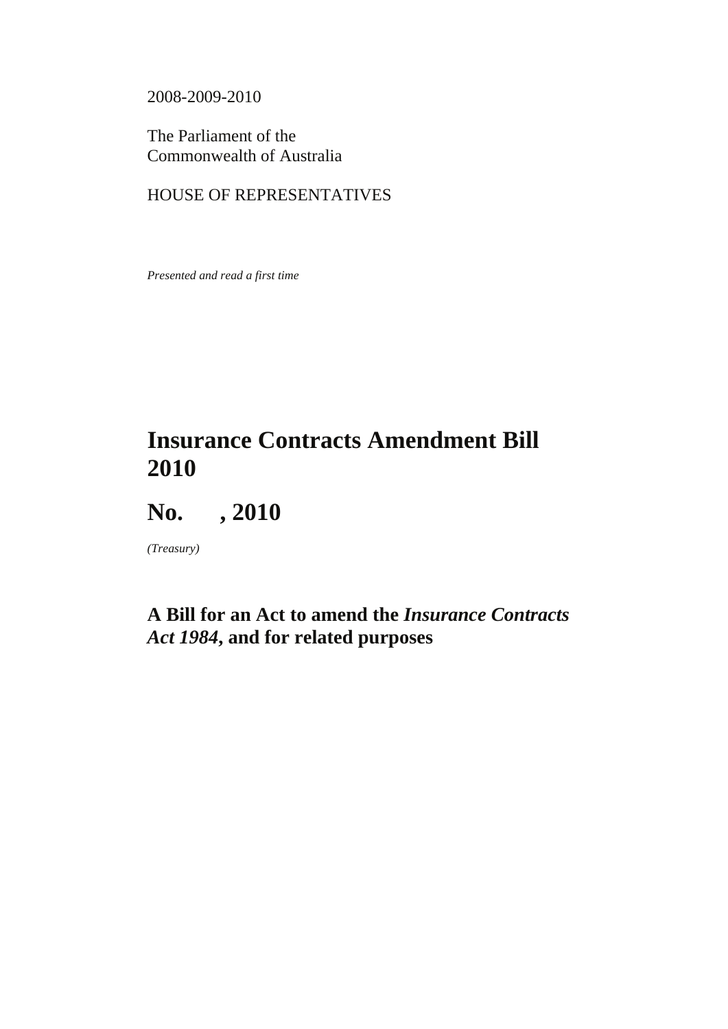2008-2009-2010

The Parliament of the Commonwealth of Australia

HOUSE OF REPRESENTATIVES

*Presented and read a first time*

# Insurance Contracts Amendment Bill 2010

# No. , 2010

*(Treasury)*

## A Bill for an Act to amend the *Insurance Contracts Act 1984*, and for related purposes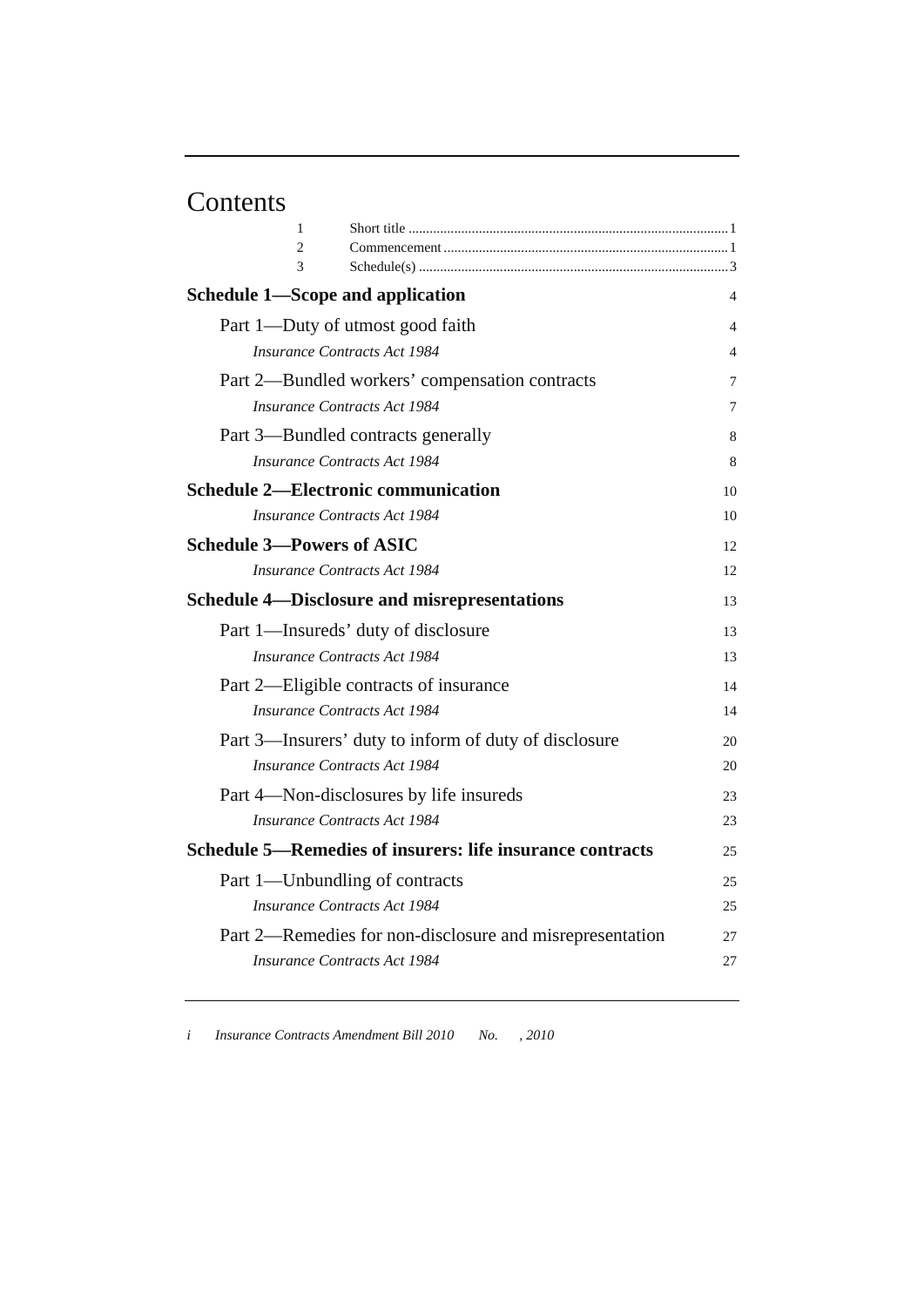# Contents

| | | |
|---|---|---|
| 1 | Short title | 1 |
| 2 | Commencement | 1 |
| 3 | Schedule(s) | 3 |

**Schedule 1—Scope and application** 4

Part 1—Duty of utmost good faith 4

*Insurance Contracts Act 1984* 4

Part 2—Bundled workers' compensation contracts 7

*Insurance Contracts Act 1984* 7

Part 3—Bundled contracts generally 8

*Insurance Contracts Act 1984* 8

**Schedule 2—Electronic communication** 10

*Insurance Contracts Act 1984* 10

**Schedule 3—Powers of ASIC** 12

*Insurance Contracts Act 1984* 12

**Schedule 4—Disclosure and misrepresentations** 13

Part 1—Insureds' duty of disclosure 13

*Insurance Contracts Act 1984* 13

Part 2—Eligible contracts of insurance 14

*Insurance Contracts Act 1984* 14

Part 3—Insurers' duty to inform of duty of disclosure 20

*Insurance Contracts Act 1984* 20

Part 4—Non-disclosures by life insureds 23

*Insurance Contracts Act 1984* 23

**Schedule 5—Remedies of insurers: life insurance contracts** 25

Part 1—Unbundling of contracts 25

*Insurance Contracts Act 1984* 25

Part 2—Remedies for non-disclosure and misrepresentation 27

*Insurance Contracts Act 1984* 27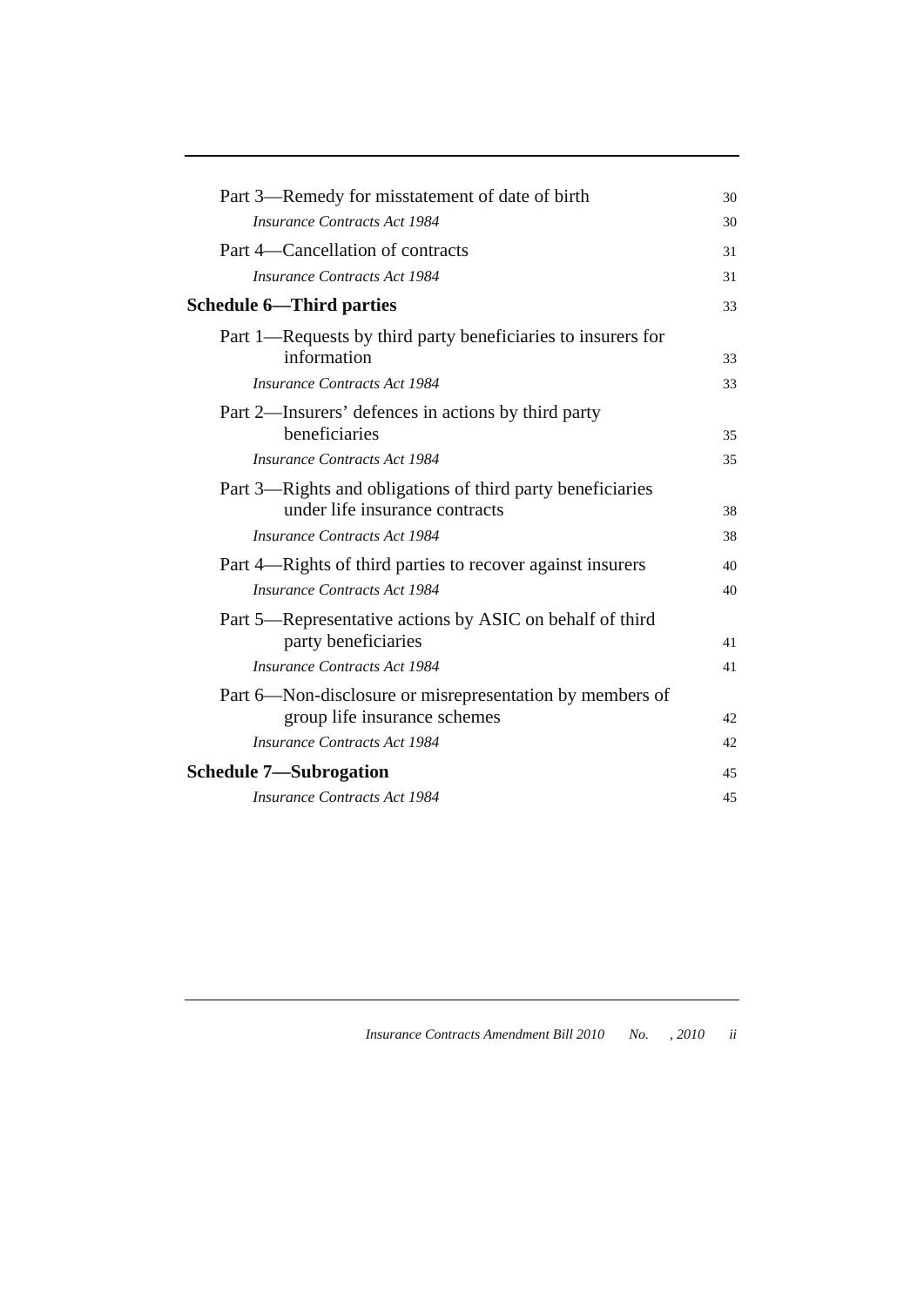Part 3—Remedy for misstatement of date of birth 30

*Insurance Contracts Act 1984* 30

Part 4—Cancellation of contracts 31

*Insurance Contracts Act 1984* 31

**Schedule 6—Third parties** 33

Part 1—Requests by third party beneficiaries to insurers for information 33

*Insurance Contracts Act 1984* 33

Part 2—Insurers' defences in actions by third party beneficiaries 35

*Insurance Contracts Act 1984* 35

Part 3—Rights and obligations of third party beneficiaries under life insurance contracts 38

*Insurance Contracts Act 1984* 38

Part 4—Rights of third parties to recover against insurers 40

*Insurance Contracts Act 1984* 40

Part 5—Representative actions by ASIC on behalf of third party beneficiaries 41

*Insurance Contracts Act 1984* 41

Part 6—Non-disclosure or misrepresentation by members of group life insurance schemes 42

*Insurance Contracts Act 1984* 42

**Schedule 7—Subrogation** 45

*Insurance Contracts Act 1984* 45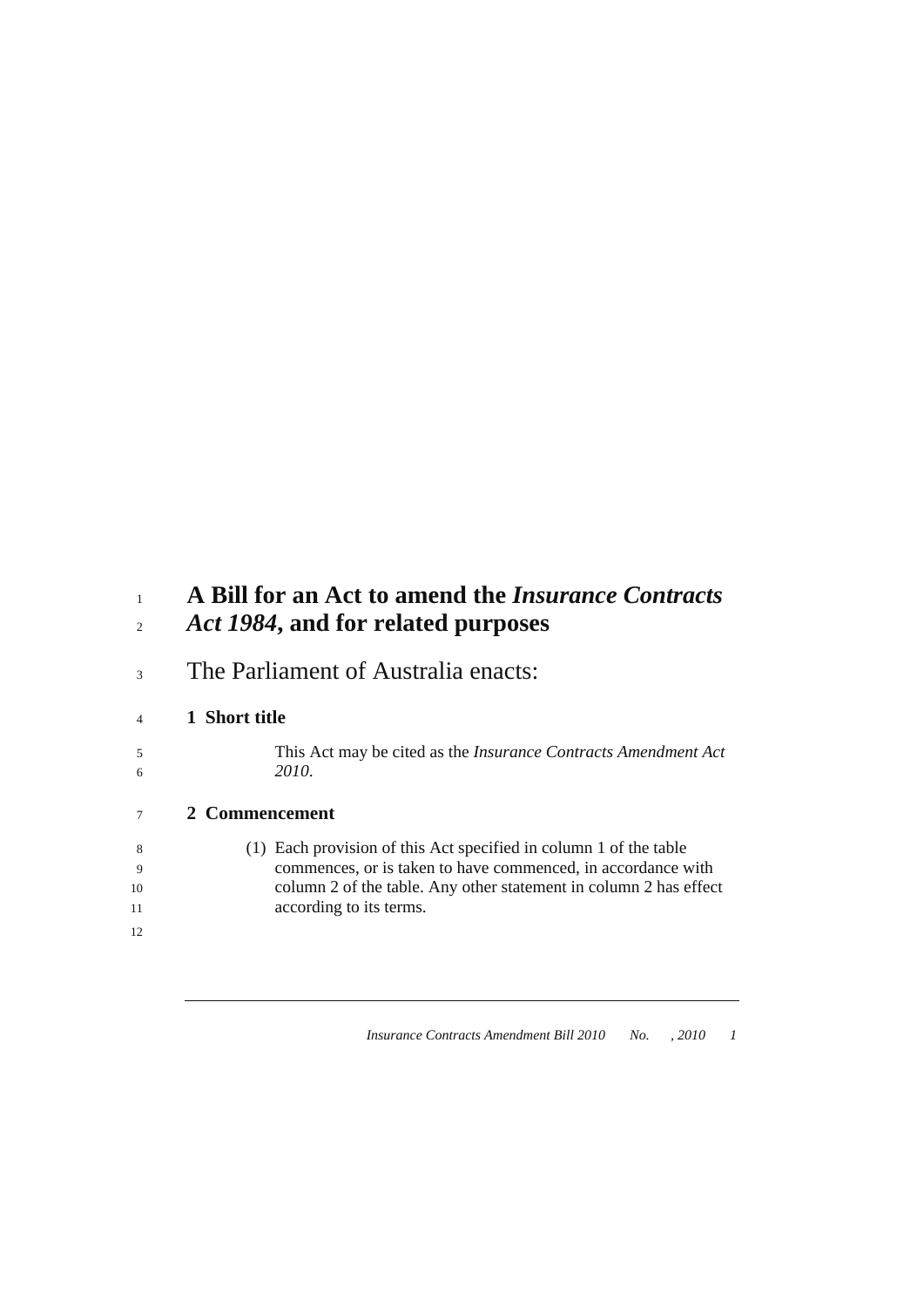# A Bill for an Act to amend the *Insurance Contracts Act 1984*, and for related purposes

The Parliament of Australia enacts:

## 1 Short title

This Act may be cited as the *Insurance Contracts Amendment Act 2010*.

## 2 Commencement

(1) Each provision of this Act specified in column 1 of the table commences, or is taken to have commenced, in accordance with column 2 of the table. Any other statement in column 2 has effect according to its terms.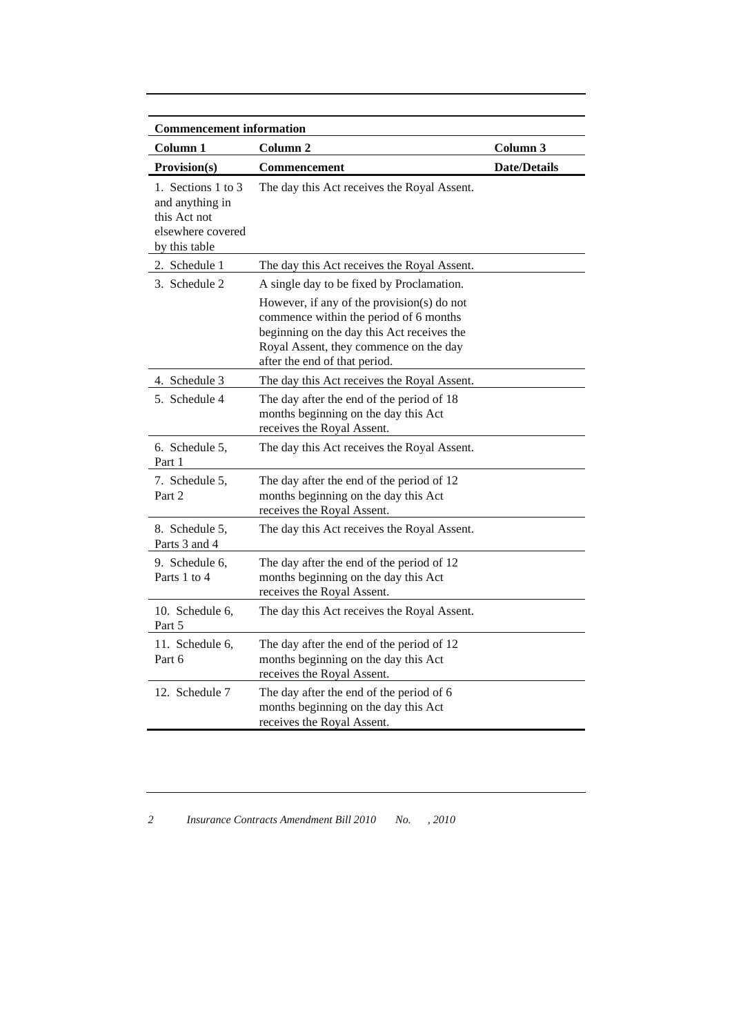| Commencement information | | |
|---|---|---|
| **Column 1** | **Column 2** | **Column 3** |
| **Provision(s)** | **Commencement** | **Date/Details** |
| 1. Sections 1 to 3 and anything in this Act not elsewhere covered by this table | The day this Act receives the Royal Assent. | |
| 2. Schedule 1 | The day this Act receives the Royal Assent. | |
| 3. Schedule 2 | A single day to be fixed by Proclamation. However, if any of the provision(s) do not commence within the period of 6 months beginning on the day this Act receives the Royal Assent, they commence on the day after the end of that period. | |
| 4. Schedule 3 | The day this Act receives the Royal Assent. | |
| 5. Schedule 4 | The day after the end of the period of 18 months beginning on the day this Act receives the Royal Assent. | |
| 6. Schedule 5, Part 1 | The day this Act receives the Royal Assent. | |
| 7. Schedule 5, Part 2 | The day after the end of the period of 12 months beginning on the day this Act receives the Royal Assent. | |
| 8. Schedule 5, Parts 3 and 4 | The day this Act receives the Royal Assent. | |
| 9. Schedule 6, Parts 1 to 4 | The day after the end of the period of 12 months beginning on the day this Act receives the Royal Assent. | |
| 10. Schedule 6, Part 5 | The day this Act receives the Royal Assent. | |
| 11. Schedule 6, Part 6 | The day after the end of the period of 12 months beginning on the day this Act receives the Royal Assent. | |
| 12. Schedule 7 | The day after the end of the period of 6 months beginning on the day this Act receives the Royal Assent. | |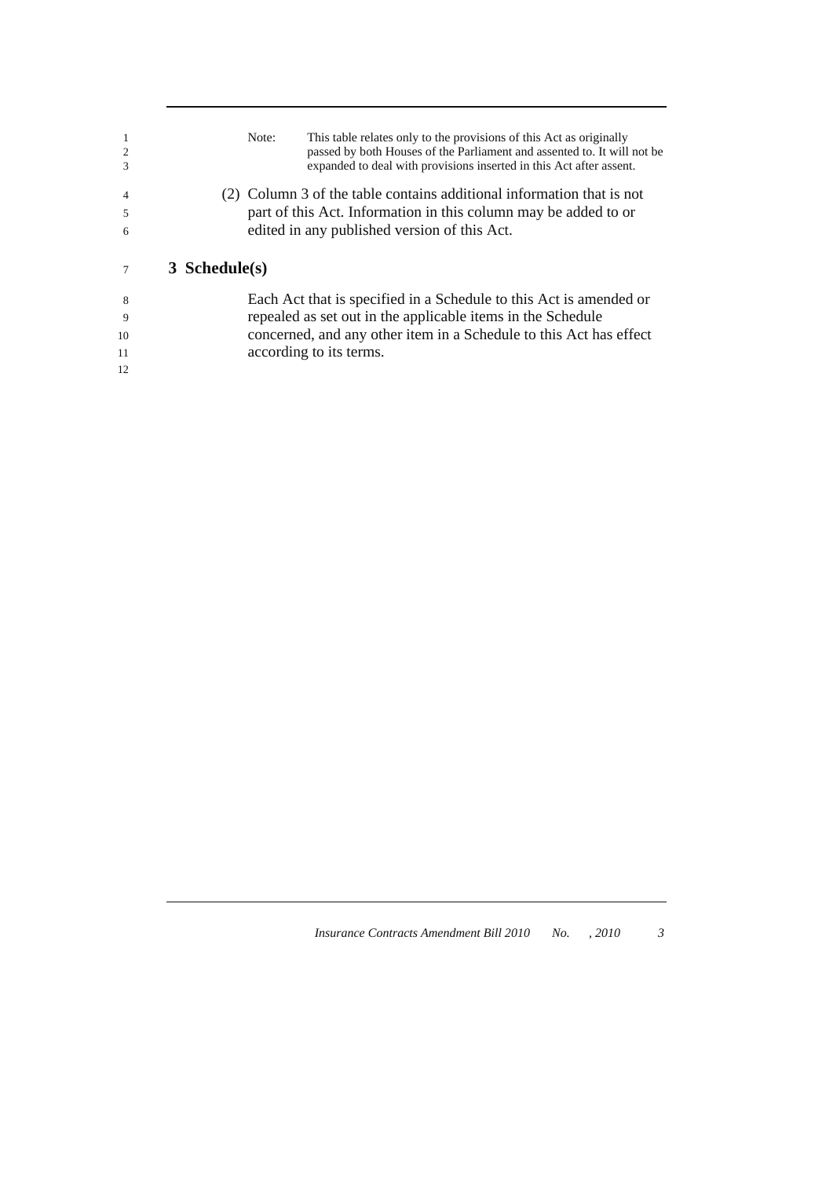Note: This table relates only to the provisions of this Act as originally passed by both Houses of the Parliament and assented to. It will not be expanded to deal with provisions inserted in this Act after assent.

(2) Column 3 of the table contains additional information that is not part of this Act. Information in this column may be added to or edited in any published version of this Act.

## 3 Schedule(s)

Each Act that is specified in a Schedule to this Act is amended or repealed as set out in the applicable items in the Schedule concerned, and any other item in a Schedule to this Act has effect according to its terms.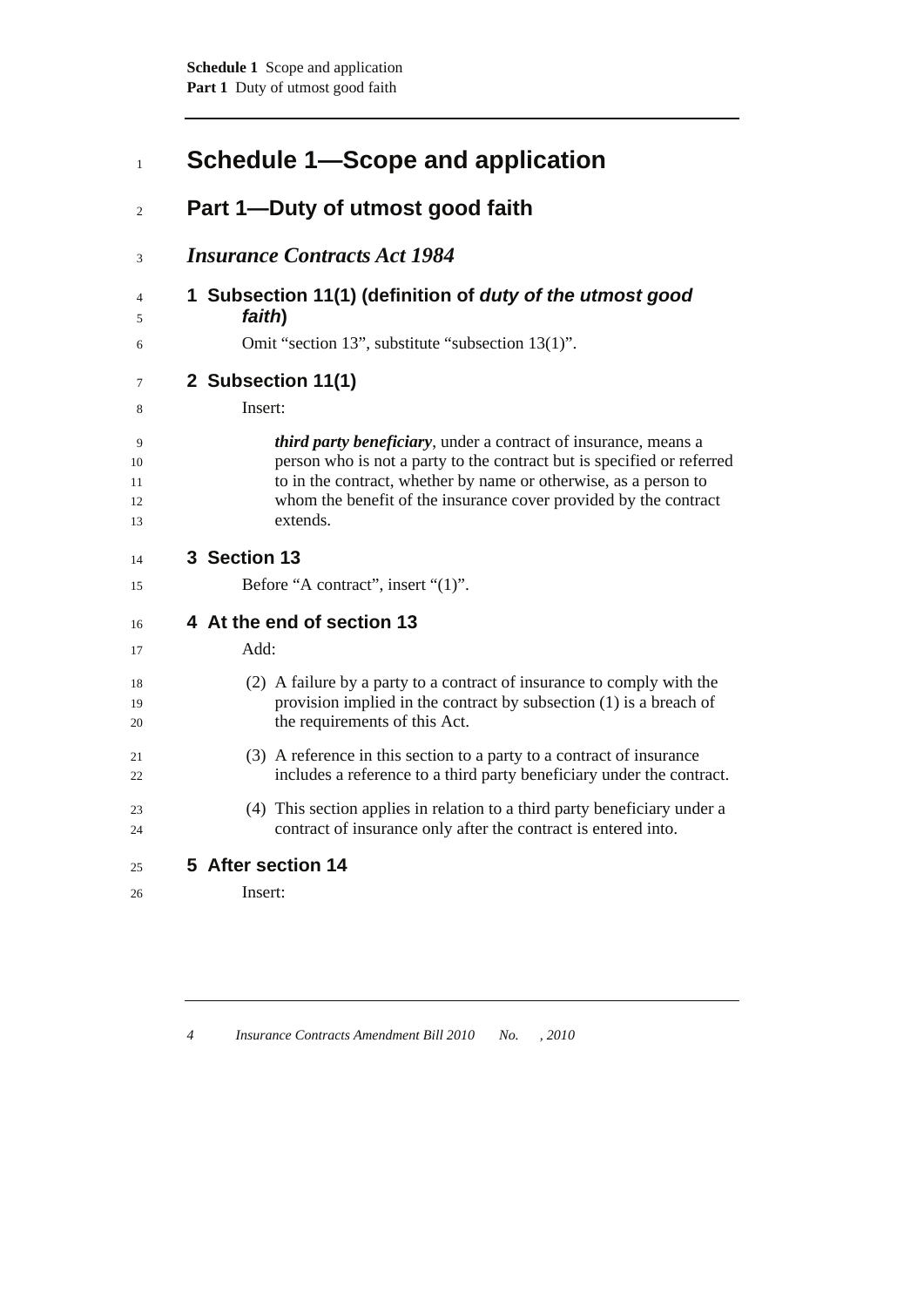# Schedule 1—Scope and application

## Part 1—Duty of utmost good faith

### *Insurance Contracts Act 1984*

#### 1 Subsection 11(1) (definition of *duty of the utmost good faith*)

Omit "section 13", substitute "subsection 13(1)".

#### 2 Subsection 11(1)

Insert:

***third party beneficiary***, under a contract of insurance, means a person who is not a party to the contract but is specified or referred to in the contract, whether by name or otherwise, as a person to whom the benefit of the insurance cover provided by the contract extends.

#### 3 Section 13

Before "A contract", insert "(1)".

#### 4 At the end of section 13

Add:

(2) A failure by a party to a contract of insurance to comply with the provision implied in the contract by subsection (1) is a breach of the requirements of this Act.

(3) A reference in this section to a party to a contract of insurance includes a reference to a third party beneficiary under the contract.

(4) This section applies in relation to a third party beneficiary under a contract of insurance only after the contract is entered into.

#### 5 After section 14

Insert: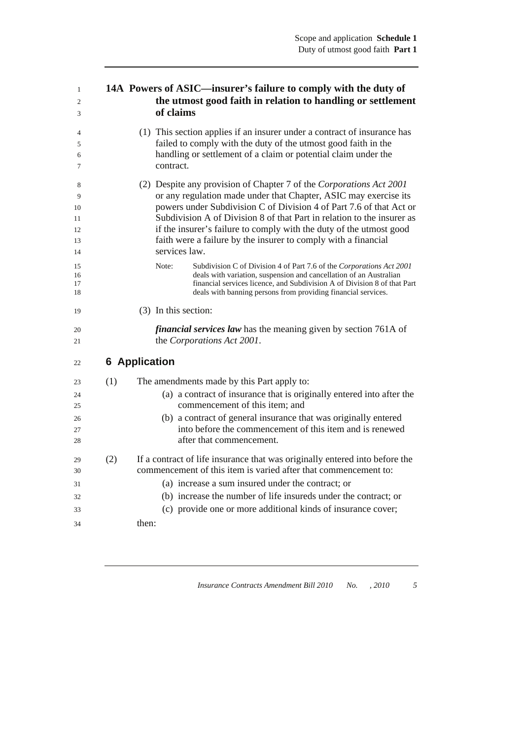## 14A Powers of ASIC—insurer's failure to comply with the duty of the utmost good faith in relation to handling or settlement of claims

(1) This section applies if an insurer under a contract of insurance has failed to comply with the duty of the utmost good faith in the handling or settlement of a claim or potential claim under the contract.

(2) Despite any provision of Chapter 7 of the *Corporations Act 2001* or any regulation made under that Chapter, ASIC may exercise its powers under Subdivision C of Division 4 of Part 7.6 of that Act or Subdivision A of Division 8 of that Part in relation to the insurer as if the insurer's failure to comply with the duty of the utmost good faith were a failure by the insurer to comply with a financial services law.

Note: Subdivision C of Division 4 of Part 7.6 of the *Corporations Act 2001* deals with variation, suspension and cancellation of an Australian financial services licence, and Subdivision A of Division 8 of that Part deals with banning persons from providing financial services.

(3) In this section:

***financial services law*** has the meaning given by section 761A of the *Corporations Act 2001*.

## 6 Application

(1) The amendments made by this Part apply to:

(a) a contract of insurance that is originally entered into after the commencement of this item; and

(b) a contract of general insurance that was originally entered into before the commencement of this item and is renewed after that commencement.

(2) If a contract of life insurance that was originally entered into before the commencement of this item is varied after that commencement to:

(a) increase a sum insured under the contract; or

(b) increase the number of life insureds under the contract; or

(c) provide one or more additional kinds of insurance cover;

then: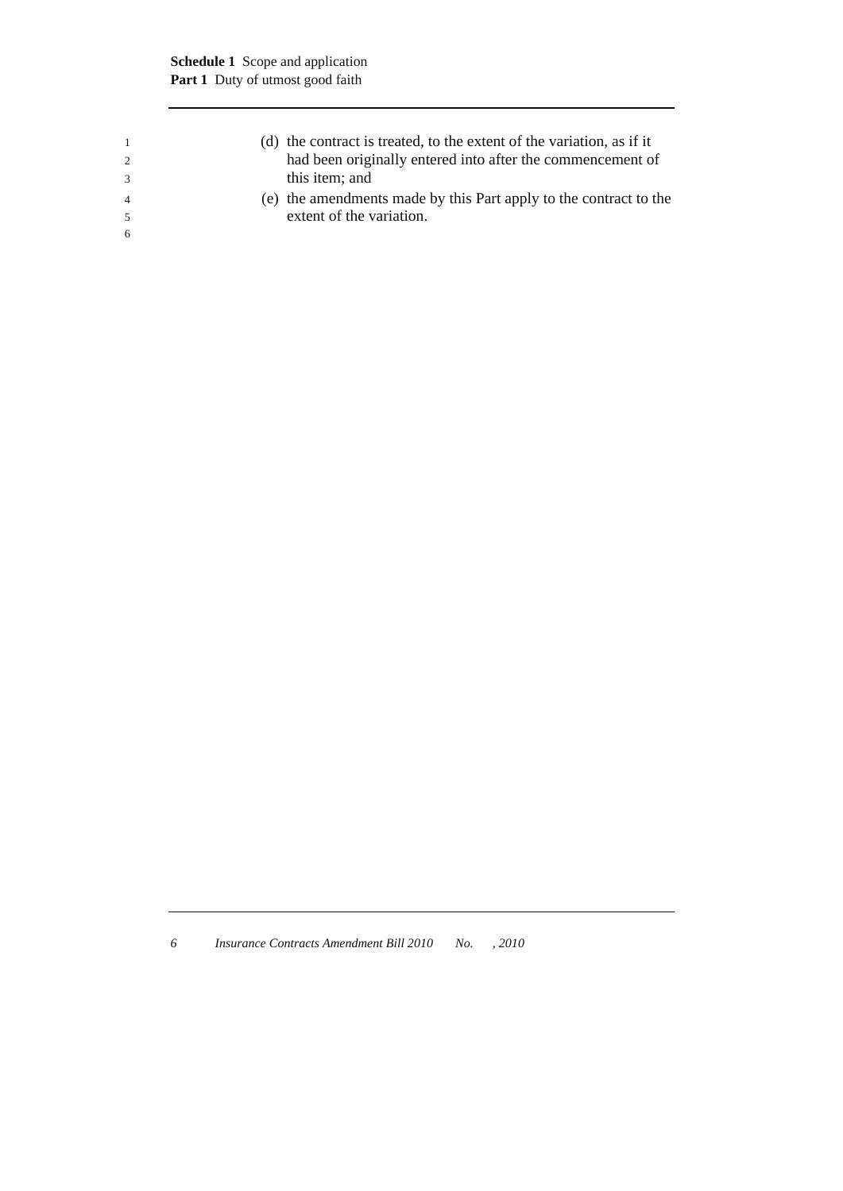(d) the contract is treated, to the extent of the variation, as if it had been originally entered into after the commencement of this item; and

(e) the amendments made by this Part apply to the contract to the extent of the variation.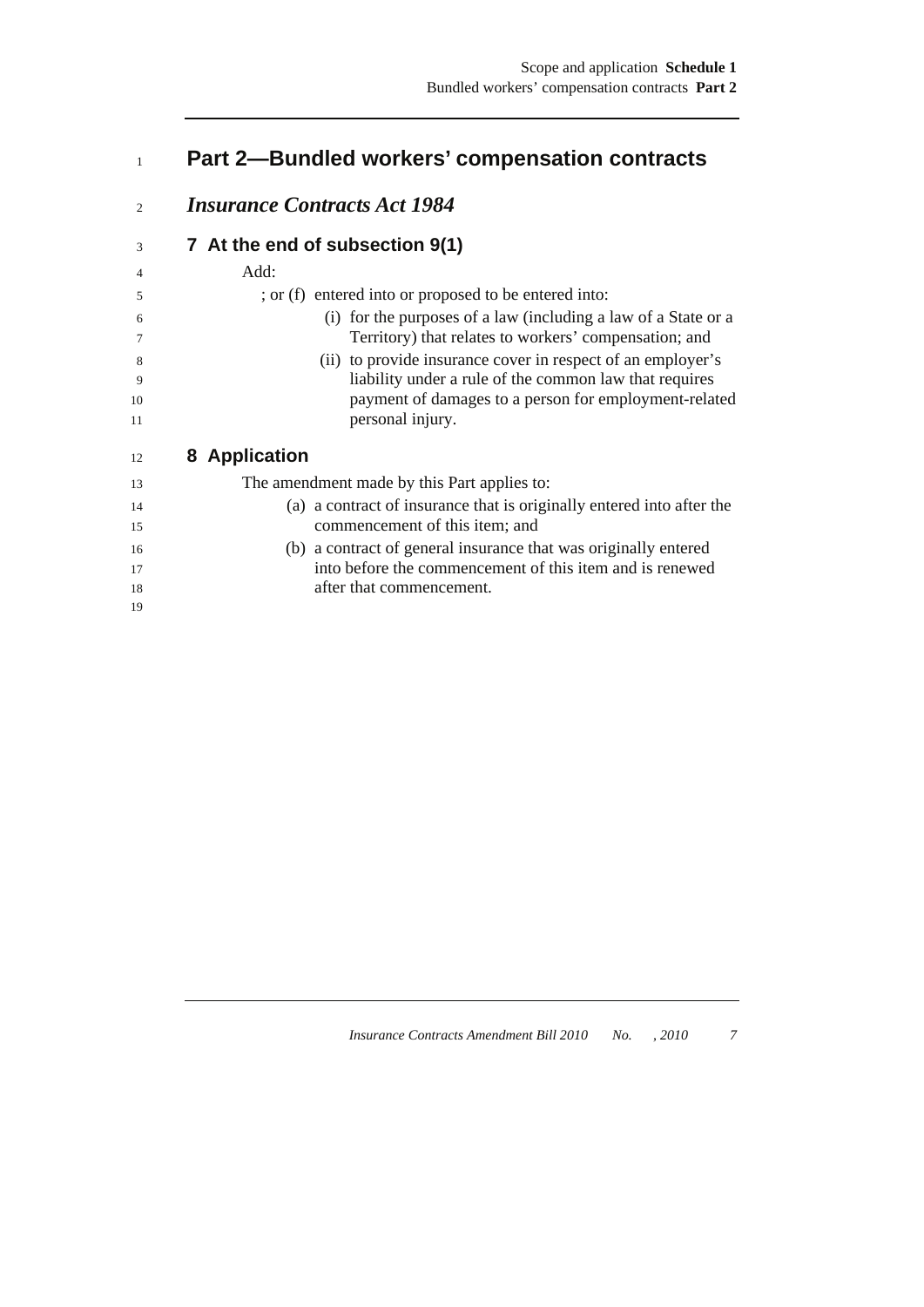# Part 2—Bundled workers' compensation contracts

## *Insurance Contracts Act 1984*

### 7 At the end of subsection 9(1)

Add:

; or (f) entered into or proposed to be entered into:

(i) for the purposes of a law (including a law of a State or a Territory) that relates to workers' compensation; and

(ii) to provide insurance cover in respect of an employer's liability under a rule of the common law that requires payment of damages to a person for employment-related personal injury.

### 8 Application

The amendment made by this Part applies to:

(a) a contract of insurance that is originally entered into after the commencement of this item; and

(b) a contract of general insurance that was originally entered into before the commencement of this item and is renewed after that commencement.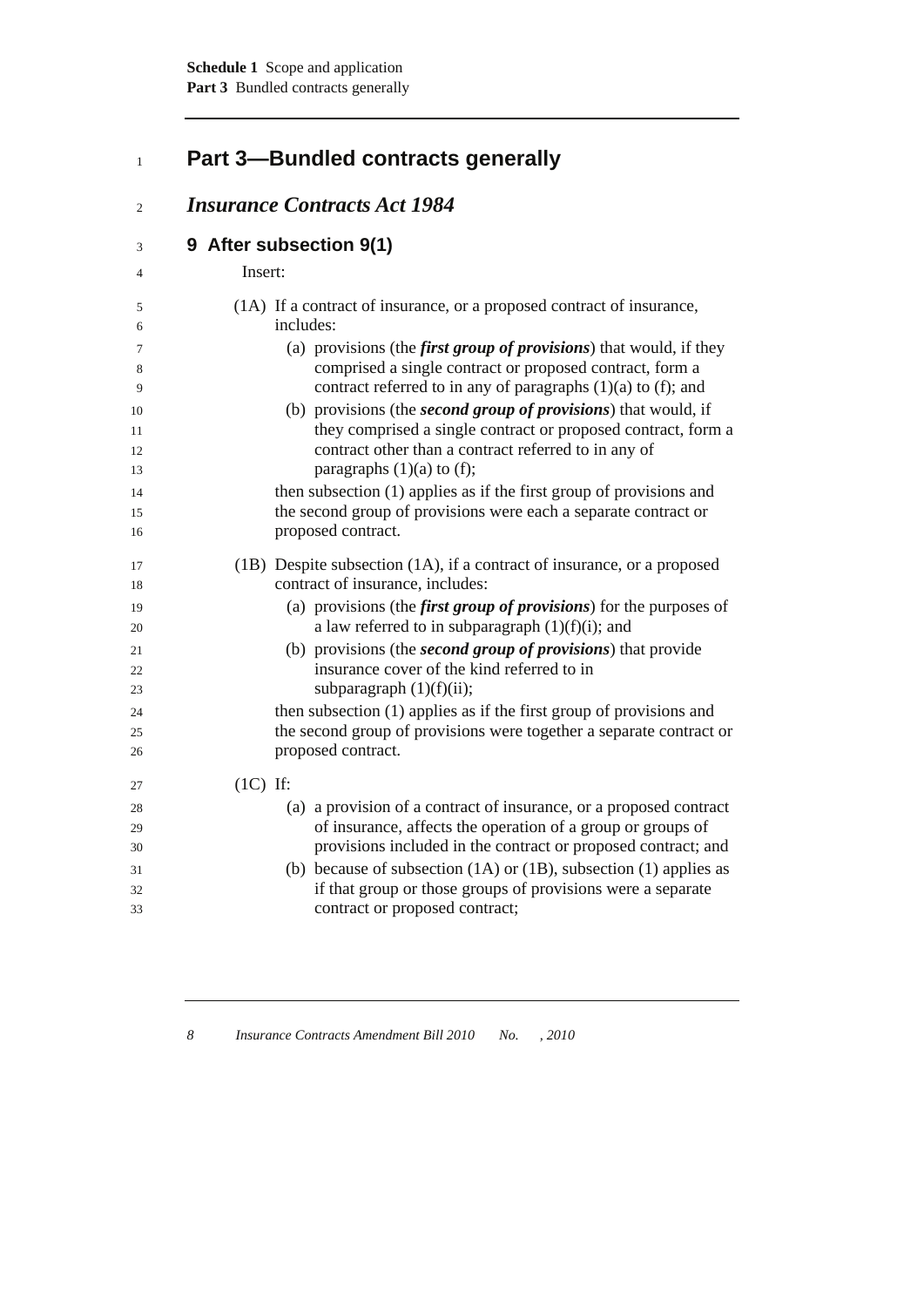## Part 3—Bundled contracts generally

### *Insurance Contracts Act 1984*

#### 9 After subsection 9(1)

Insert:

(1A) If a contract of insurance, or a proposed contract of insurance, includes:

(a) provisions (the ***first group of provisions***) that would, if they comprised a single contract or proposed contract, form a contract referred to in any of paragraphs (1)(a) to (f); and

(b) provisions (the ***second group of provisions***) that would, if they comprised a single contract or proposed contract, form a contract other than a contract referred to in any of paragraphs (1)(a) to (f);

then subsection (1) applies as if the first group of provisions and the second group of provisions were each a separate contract or proposed contract.

(1B) Despite subsection (1A), if a contract of insurance, or a proposed contract of insurance, includes:

(a) provisions (the ***first group of provisions***) for the purposes of a law referred to in subparagraph (1)(f)(i); and

(b) provisions (the ***second group of provisions***) that provide insurance cover of the kind referred to in subparagraph (1)(f)(ii);

then subsection (1) applies as if the first group of provisions and the second group of provisions were together a separate contract or proposed contract.

(1C) If:

(a) a provision of a contract of insurance, or a proposed contract of insurance, affects the operation of a group or groups of provisions included in the contract or proposed contract; and

(b) because of subsection (1A) or (1B), subsection (1) applies as if that group or those groups of provisions were a separate contract or proposed contract;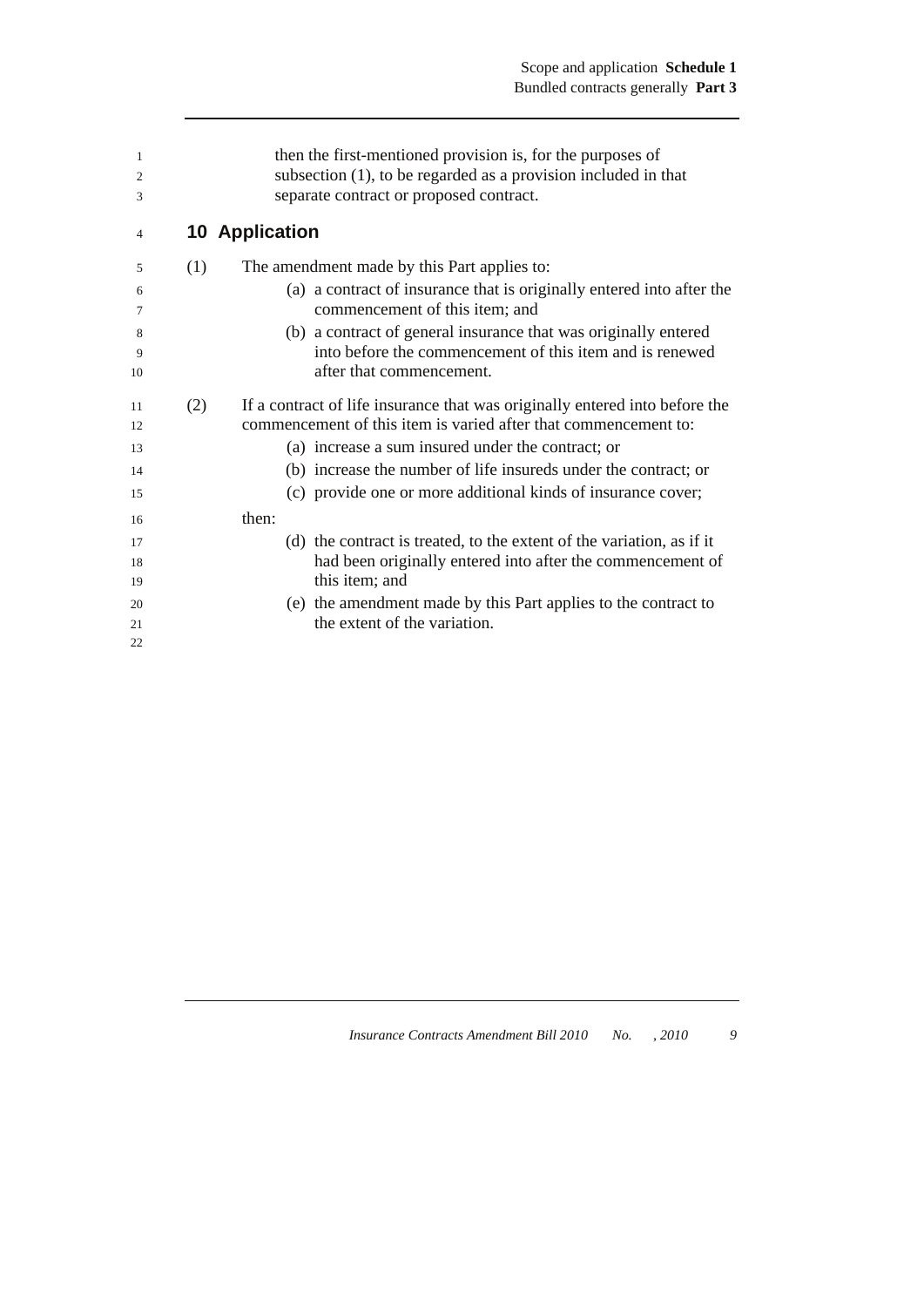then the first-mentioned provision is, for the purposes of subsection (1), to be regarded as a provision included in that separate contract or proposed contract.

## 10 Application

(1) The amendment made by this Part applies to:

  (a) a contract of insurance that is originally entered into after the commencement of this item; and

  (b) a contract of general insurance that was originally entered into before the commencement of this item and is renewed after that commencement.

(2) If a contract of life insurance that was originally entered into before the commencement of this item is varied after that commencement to:

  (a) increase a sum insured under the contract; or

  (b) increase the number of life insureds under the contract; or

  (c) provide one or more additional kinds of insurance cover;

then:

  (d) the contract is treated, to the extent of the variation, as if it had been originally entered into after the commencement of this item; and

  (e) the amendment made by this Part applies to the contract to the extent of the variation.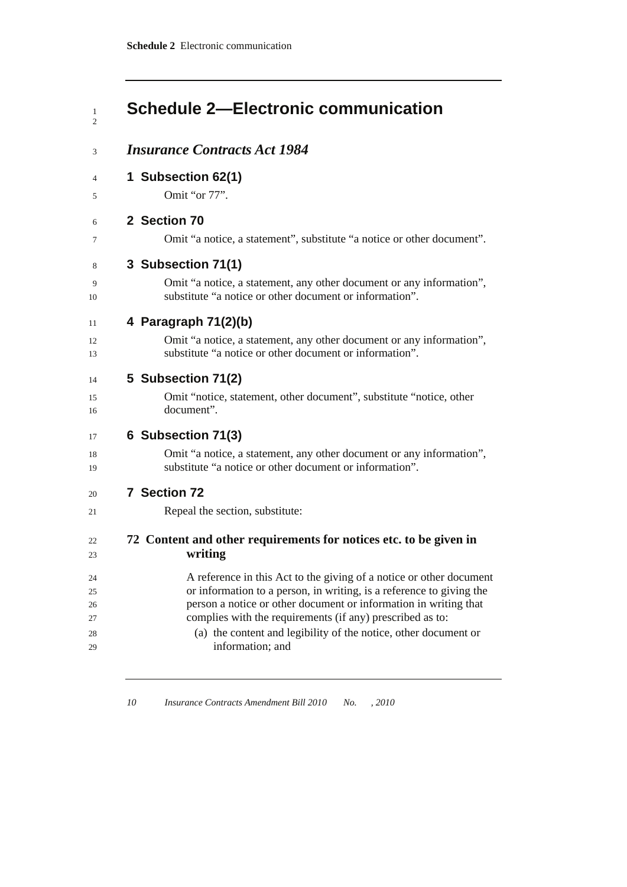# Schedule 2—Electronic communication

## *Insurance Contracts Act 1984*

### 1 Subsection 62(1)

Omit "or 77".

### 2 Section 70

Omit "a notice, a statement", substitute "a notice or other document".

### 3 Subsection 71(1)

Omit "a notice, a statement, any other document or any information", substitute "a notice or other document or information".

### 4 Paragraph 71(2)(b)

Omit "a notice, a statement, any other document or any information", substitute "a notice or other document or information".

### 5 Subsection 71(2)

Omit "notice, statement, other document", substitute "notice, other document".

### 6 Subsection 71(3)

Omit "a notice, a statement, any other document or any information", substitute "a notice or other document or information".

### 7 Section 72

Repeal the section, substitute:

**72 Content and other requirements for notices etc. to be given in writing**

A reference in this Act to the giving of a notice or other document or information to a person, in writing, is a reference to giving the person a notice or other document or information in writing that complies with the requirements (if any) prescribed as to:

(a) the content and legibility of the notice, other document or information; and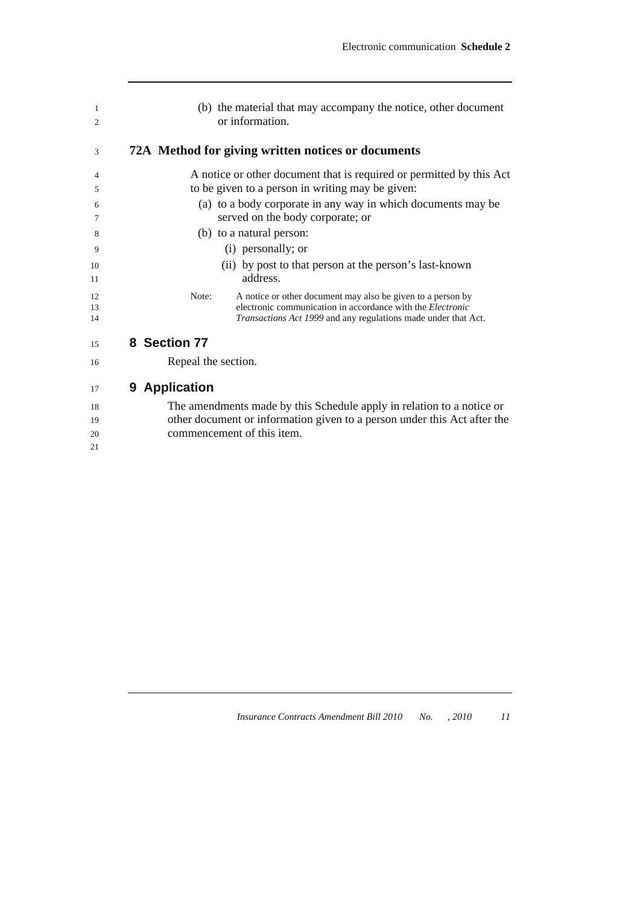(b) the material that may accompany the notice, other document or information.

### 72A Method for giving written notices or documents

A notice or other document that is required or permitted by this Act to be given to a person in writing may be given:

(a) to a body corporate in any way in which documents may be served on the body corporate; or

(b) to a natural person:

(i) personally; or

(ii) by post to that person at the person's last-known address.

Note: A notice or other document may also be given to a person by electronic communication in accordance with the *Electronic Transactions Act 1999* and any regulations made under that Act.

## 8 Section 77

Repeal the section.

## 9 Application

The amendments made by this Schedule apply in relation to a notice or other document or information given to a person under this Act after the commencement of this item.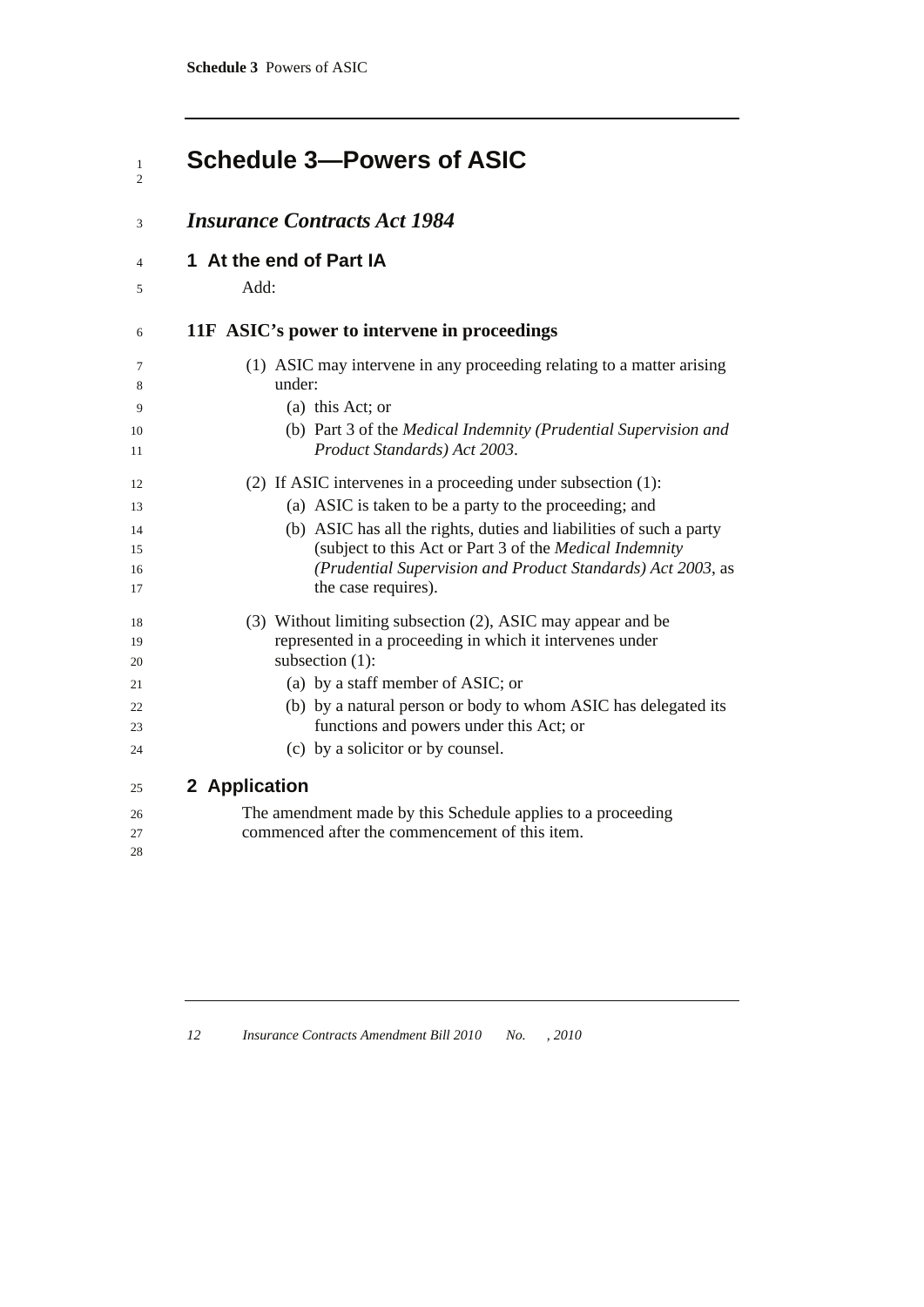# Schedule 3—Powers of ASIC

## *Insurance Contracts Act 1984*

### 1 At the end of Part IA

Add:

**11F ASIC's power to intervene in proceedings**

(1) ASIC may intervene in any proceeding relating to a matter arising under:

(a) this Act; or

(b) Part 3 of the *Medical Indemnity (Prudential Supervision and Product Standards) Act 2003*.

(2) If ASIC intervenes in a proceeding under subsection (1):

(a) ASIC is taken to be a party to the proceeding; and

(b) ASIC has all the rights, duties and liabilities of such a party (subject to this Act or Part 3 of the *Medical Indemnity (Prudential Supervision and Product Standards) Act 2003*, as the case requires).

(3) Without limiting subsection (2), ASIC may appear and be represented in a proceeding in which it intervenes under subsection (1):

(a) by a staff member of ASIC; or

(b) by a natural person or body to whom ASIC has delegated its functions and powers under this Act; or

(c) by a solicitor or by counsel.

### 2 Application

The amendment made by this Schedule applies to a proceeding commenced after the commencement of this item.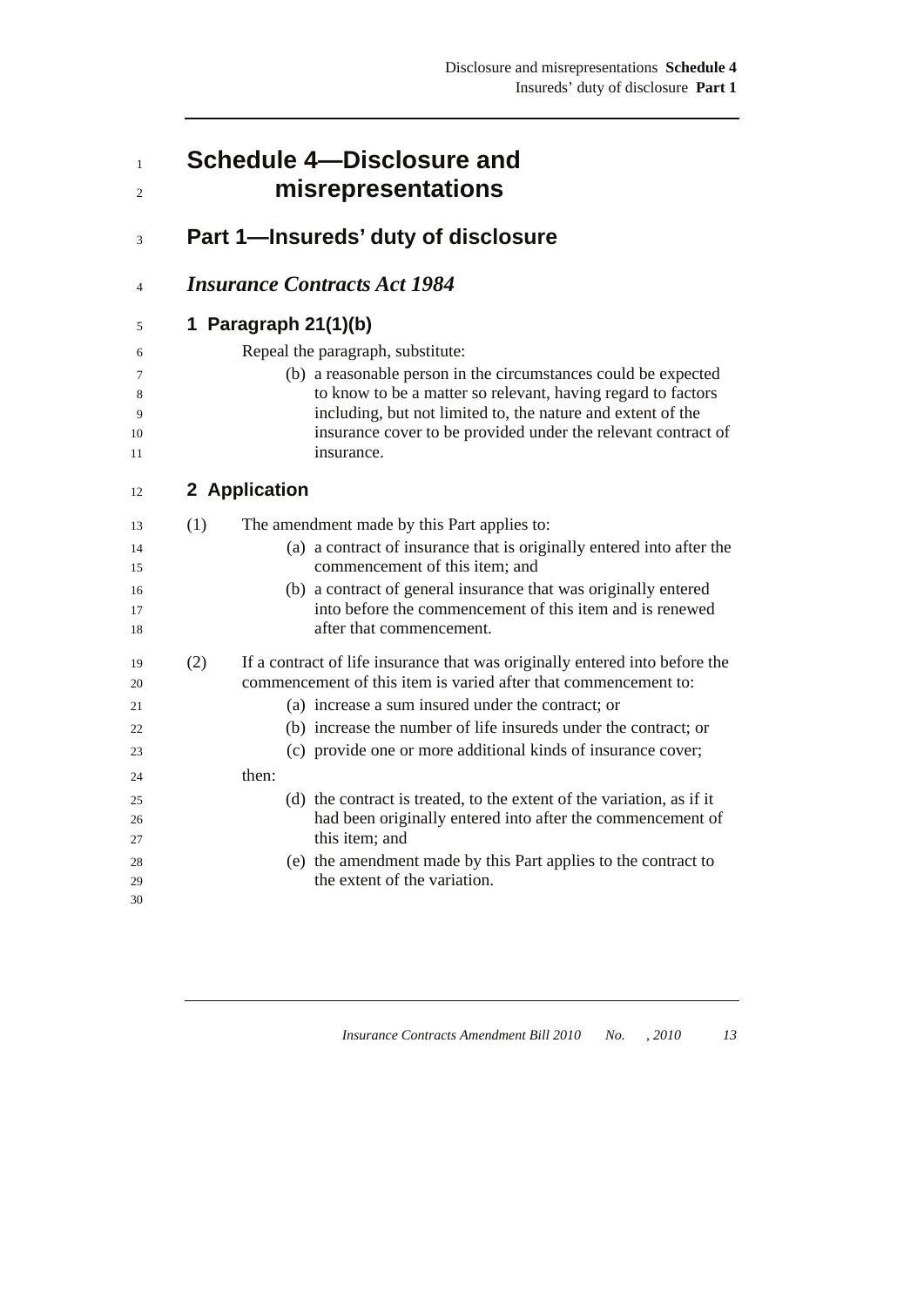# Schedule 4—Disclosure and misrepresentations

## Part 1—Insureds' duty of disclosure

### *Insurance Contracts Act 1984*

#### 1 Paragraph 21(1)(b)

Repeal the paragraph, substitute:

(b) a reasonable person in the circumstances could be expected to know to be a matter so relevant, having regard to factors including, but not limited to, the nature and extent of the insurance cover to be provided under the relevant contract of insurance.

#### 2 Application

(1) The amendment made by this Part applies to:

(a) a contract of insurance that is originally entered into after the commencement of this item; and

(b) a contract of general insurance that was originally entered into before the commencement of this item and is renewed after that commencement.

(2) If a contract of life insurance that was originally entered into before the commencement of this item is varied after that commencement to:

(a) increase a sum insured under the contract; or

(b) increase the number of life insureds under the contract; or

(c) provide one or more additional kinds of insurance cover;

then:

(d) the contract is treated, to the extent of the variation, as if it had been originally entered into after the commencement of this item; and

(e) the amendment made by this Part applies to the contract to the extent of the variation.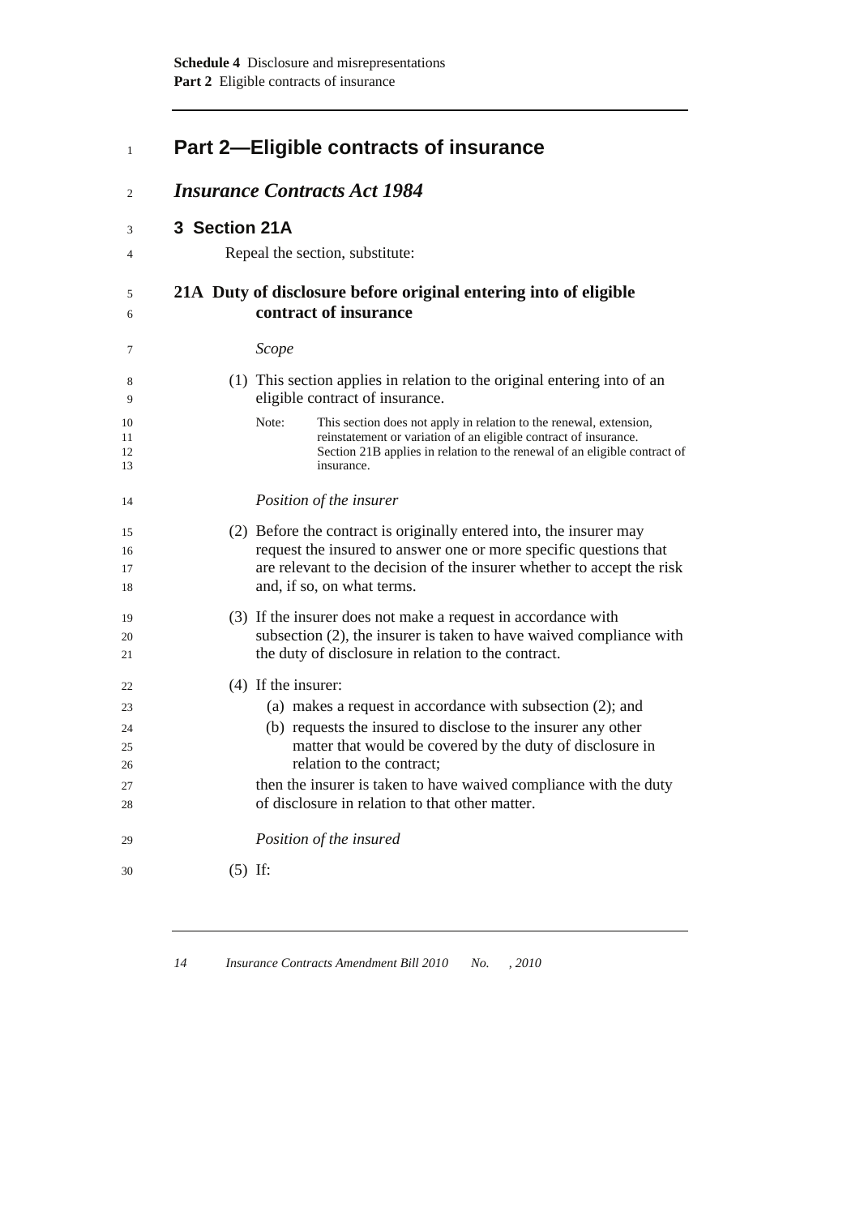## Part 2—Eligible contracts of insurance

### *Insurance Contracts Act 1984*

#### 3 Section 21A

Repeal the section, substitute:

#### 21A Duty of disclosure before original entering into of eligible contract of insurance

*Scope*

(1) This section applies in relation to the original entering into of an eligible contract of insurance.

Note: This section does not apply in relation to the renewal, extension, reinstatement or variation of an eligible contract of insurance. Section 21B applies in relation to the renewal of an eligible contract of insurance.

*Position of the insurer*

(2) Before the contract is originally entered into, the insurer may request the insured to answer one or more specific questions that are relevant to the decision of the insurer whether to accept the risk and, if so, on what terms.

(3) If the insurer does not make a request in accordance with subsection (2), the insurer is taken to have waived compliance with the duty of disclosure in relation to the contract.

(4) If the insurer:

(a) makes a request in accordance with subsection (2); and

(b) requests the insured to disclose to the insurer any other matter that would be covered by the duty of disclosure in relation to the contract;

then the insurer is taken to have waived compliance with the duty of disclosure in relation to that other matter.

*Position of the insured*

(5) If: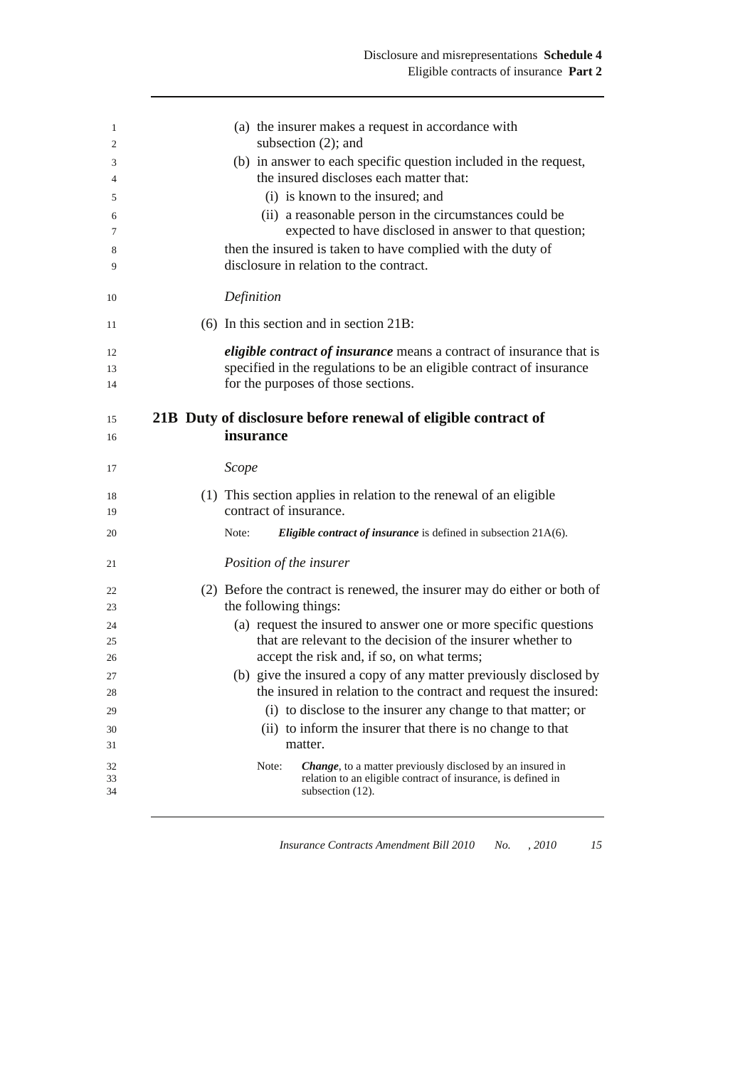(a) the insurer makes a request in accordance with subsection (2); and

(b) in answer to each specific question included in the request, the insured discloses each matter that:

(i) is known to the insured; and

(ii) a reasonable person in the circumstances could be expected to have disclosed in answer to that question;

then the insured is taken to have complied with the duty of disclosure in relation to the contract.

*Definition*

(6) In this section and in section 21B:

***eligible contract of insurance*** means a contract of insurance that is specified in the regulations to be an eligible contract of insurance for the purposes of those sections.

## 21B Duty of disclosure before renewal of eligible contract of insurance

*Scope*

(1) This section applies in relation to the renewal of an eligible contract of insurance.

Note: ***Eligible contract of insurance*** is defined in subsection 21A(6).

*Position of the insurer*

(2) Before the contract is renewed, the insurer may do either or both of the following things:

(a) request the insured to answer one or more specific questions that are relevant to the decision of the insurer whether to accept the risk and, if so, on what terms;

(b) give the insured a copy of any matter previously disclosed by the insured in relation to the contract and request the insured:

(i) to disclose to the insurer any change to that matter; or

(ii) to inform the insurer that there is no change to that matter.

Note: ***Change***, to a matter previously disclosed by an insured in relation to an eligible contract of insurance, is defined in subsection (12).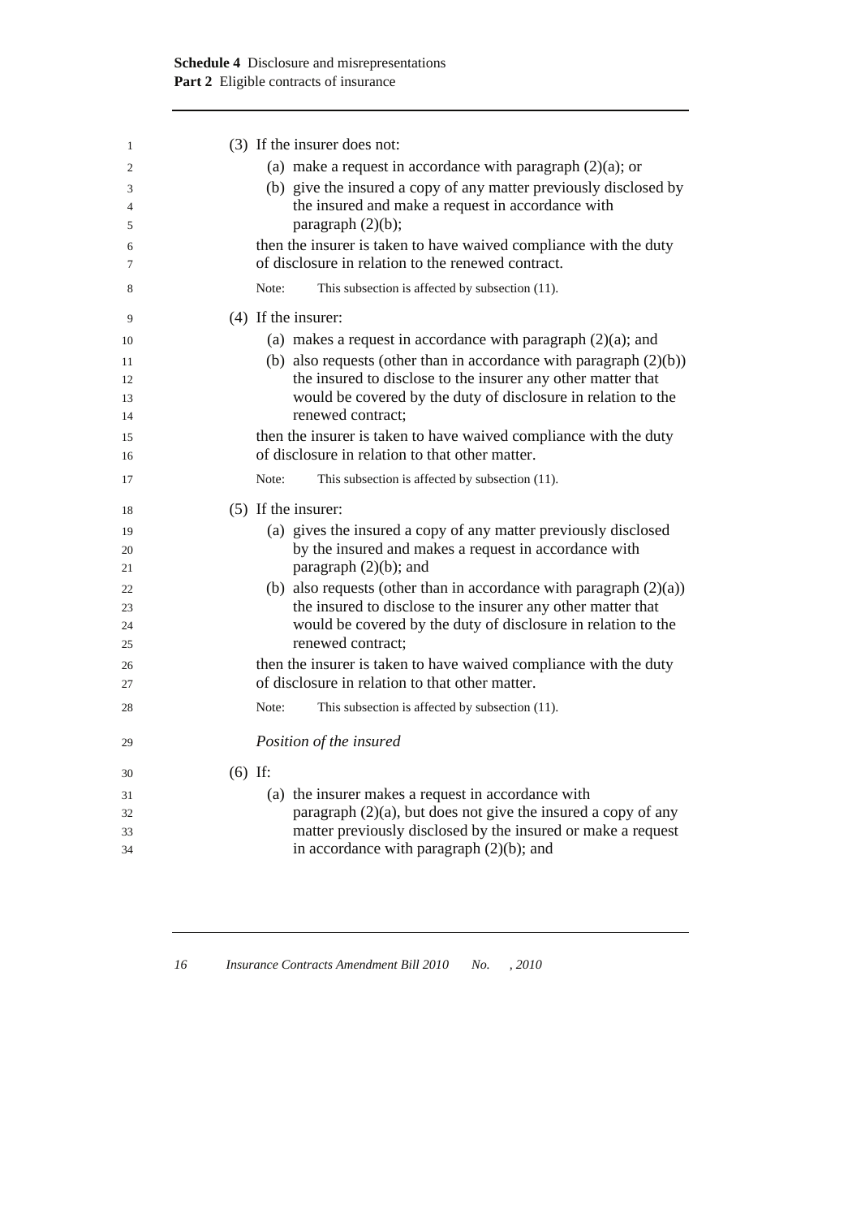(3) If the insurer does not:

(a) make a request in accordance with paragraph (2)(a); or

(b) give the insured a copy of any matter previously disclosed by the insured and make a request in accordance with paragraph (2)(b);

then the insurer is taken to have waived compliance with the duty of disclosure in relation to the renewed contract.

Note: This subsection is affected by subsection (11).

(4) If the insurer:

(a) makes a request in accordance with paragraph (2)(a); and

(b) also requests (other than in accordance with paragraph (2)(b)) the insured to disclose to the insurer any other matter that would be covered by the duty of disclosure in relation to the renewed contract;

then the insurer is taken to have waived compliance with the duty of disclosure in relation to that other matter.

Note: This subsection is affected by subsection (11).

(5) If the insurer:

(a) gives the insured a copy of any matter previously disclosed by the insured and makes a request in accordance with paragraph (2)(b); and

(b) also requests (other than in accordance with paragraph (2)(a)) the insured to disclose to the insurer any other matter that would be covered by the duty of disclosure in relation to the renewed contract;

then the insurer is taken to have waived compliance with the duty of disclosure in relation to that other matter.

Note: This subsection is affected by subsection (11).

*Position of the insured*

(6) If:

(a) the insurer makes a request in accordance with paragraph (2)(a), but does not give the insured a copy of any matter previously disclosed by the insured or make a request in accordance with paragraph (2)(b); and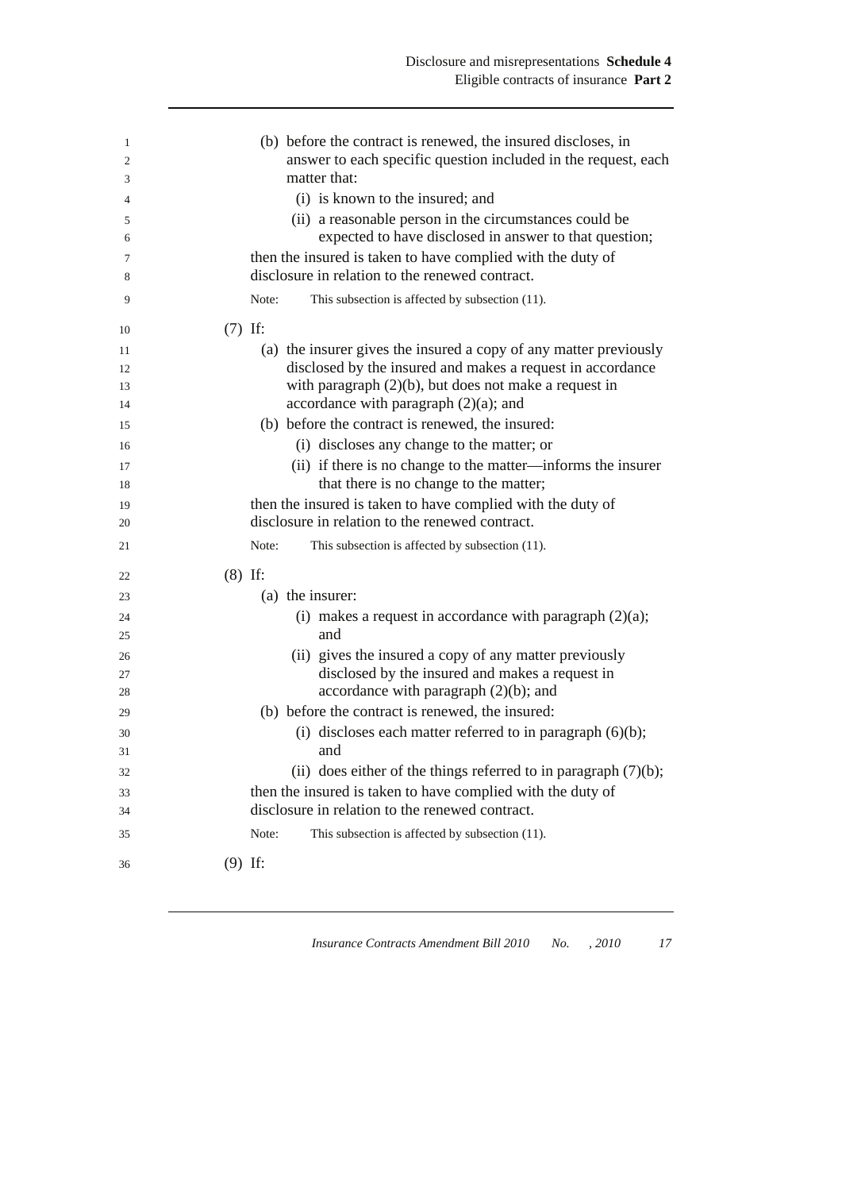(b) before the contract is renewed, the insured discloses, in answer to each specific question included in the request, each matter that:

(i) is known to the insured; and

(ii) a reasonable person in the circumstances could be expected to have disclosed in answer to that question;

then the insured is taken to have complied with the duty of disclosure in relation to the renewed contract.

Note: This subsection is affected by subsection (11).

(7) If:

(a) the insurer gives the insured a copy of any matter previously disclosed by the insured and makes a request in accordance with paragraph (2)(b), but does not make a request in accordance with paragraph (2)(a); and

(b) before the contract is renewed, the insured:

(i) discloses any change to the matter; or

(ii) if there is no change to the matter—informs the insurer that there is no change to the matter;

then the insured is taken to have complied with the duty of disclosure in relation to the renewed contract.

Note: This subsection is affected by subsection (11).

(8) If:

(a) the insurer:

(i) makes a request in accordance with paragraph (2)(a); and

(ii) gives the insured a copy of any matter previously disclosed by the insured and makes a request in accordance with paragraph (2)(b); and

(b) before the contract is renewed, the insured:

(i) discloses each matter referred to in paragraph (6)(b); and

(ii) does either of the things referred to in paragraph (7)(b);

then the insured is taken to have complied with the duty of disclosure in relation to the renewed contract.

Note: This subsection is affected by subsection (11).

(9) If: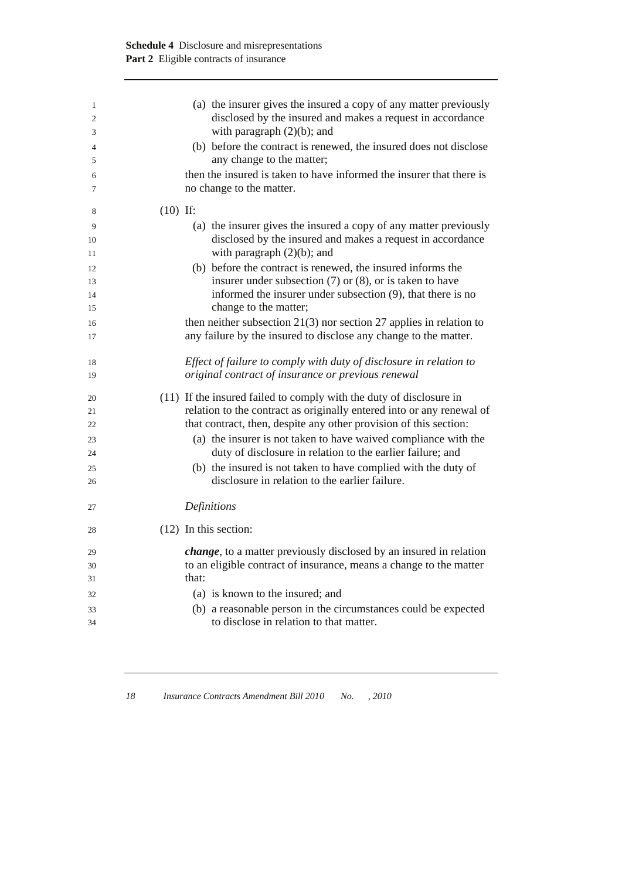(a) the insurer gives the insured a copy of any matter previously disclosed by the insured and makes a request in accordance with paragraph (2)(b); and

(b) before the contract is renewed, the insured does not disclose any change to the matter;

then the insured is taken to have informed the insurer that there is no change to the matter.

(10) If:

(a) the insurer gives the insured a copy of any matter previously disclosed by the insured and makes a request in accordance with paragraph (2)(b); and

(b) before the contract is renewed, the insured informs the insurer under subsection (7) or (8), or is taken to have informed the insurer under subsection (9), that there is no change to the matter;

then neither subsection 21(3) nor section 27 applies in relation to any failure by the insured to disclose any change to the matter.

*Effect of failure to comply with duty of disclosure in relation to original contract of insurance or previous renewal*

(11) If the insured failed to comply with the duty of disclosure in relation to the contract as originally entered into or any renewal of that contract, then, despite any other provision of this section:

(a) the insurer is not taken to have waived compliance with the duty of disclosure in relation to the earlier failure; and

(b) the insured is not taken to have complied with the duty of disclosure in relation to the earlier failure.

*Definitions*

(12) In this section:

***change***, to a matter previously disclosed by an insured in relation to an eligible contract of insurance, means a change to the matter that:

(a) is known to the insured; and

(b) a reasonable person in the circumstances could be expected to disclose in relation to that matter.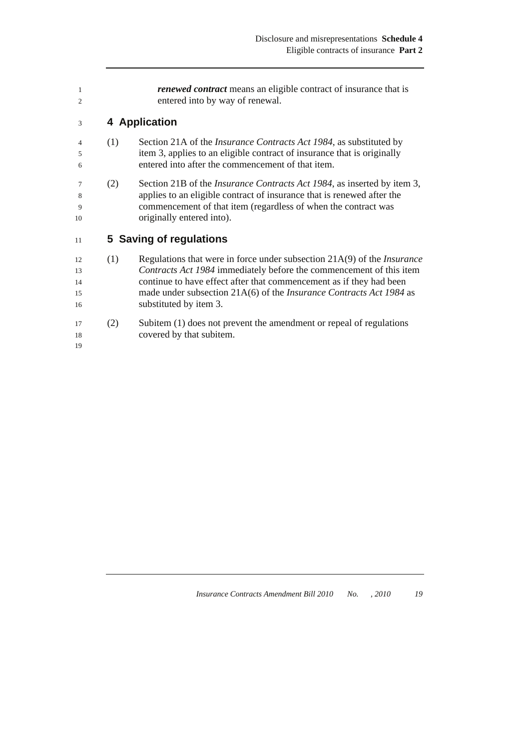***renewed contract*** means an eligible contract of insurance that is entered into by way of renewal.

## 4 Application

(1) Section 21A of the *Insurance Contracts Act 1984*, as substituted by item 3, applies to an eligible contract of insurance that is originally entered into after the commencement of that item.

(2) Section 21B of the *Insurance Contracts Act 1984*, as inserted by item 3, applies to an eligible contract of insurance that is renewed after the commencement of that item (regardless of when the contract was originally entered into).

## 5 Saving of regulations

(1) Regulations that were in force under subsection 21A(9) of the *Insurance Contracts Act 1984* immediately before the commencement of this item continue to have effect after that commencement as if they had been made under subsection 21A(6) of the *Insurance Contracts Act 1984* as substituted by item 3.

(2) Subitem (1) does not prevent the amendment or repeal of regulations covered by that subitem.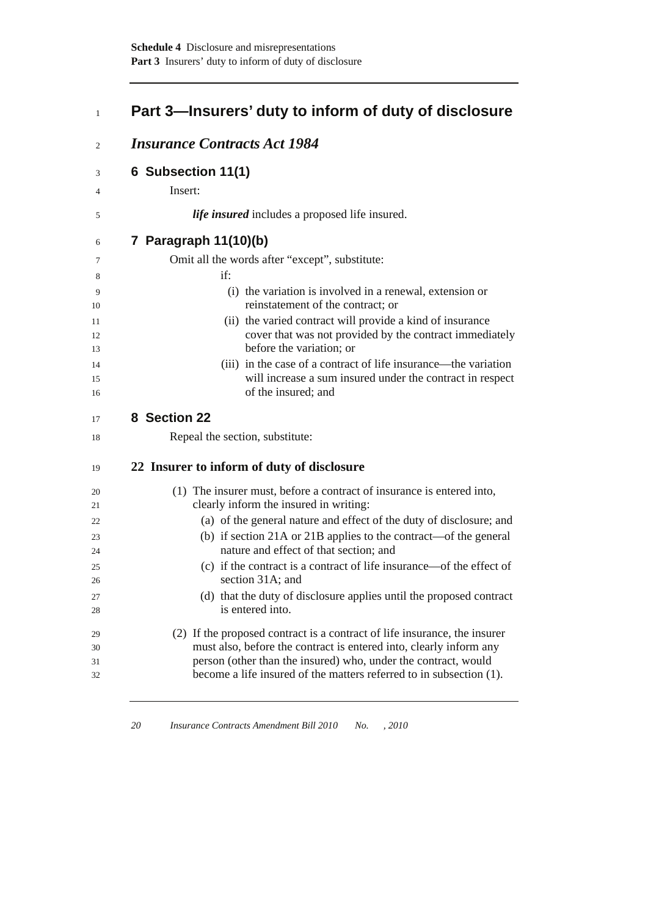# Part 3—Insurers' duty to inform of duty of disclosure

## *Insurance Contracts Act 1984*

### 6 Subsection 11(1)

Insert:

***life insured*** includes a proposed life insured.

### 7 Paragraph 11(10)(b)

Omit all the words after "except", substitute:

if:

- (i) the variation is involved in a renewal, extension or reinstatement of the contract; or
- (ii) the varied contract will provide a kind of insurance cover that was not provided by the contract immediately before the variation; or
- (iii) in the case of a contract of life insurance—the variation will increase a sum insured under the contract in respect of the insured; and

### 8 Section 22

Repeal the section, substitute:

#### 22 Insurer to inform of duty of disclosure

(1) The insurer must, before a contract of insurance is entered into, clearly inform the insured in writing:

- (a) of the general nature and effect of the duty of disclosure; and
- (b) if section 21A or 21B applies to the contract—of the general nature and effect of that section; and
- (c) if the contract is a contract of life insurance—of the effect of section 31A; and
- (d) that the duty of disclosure applies until the proposed contract is entered into.

(2) If the proposed contract is a contract of life insurance, the insurer must also, before the contract is entered into, clearly inform any person (other than the insured) who, under the contract, would become a life insured of the matters referred to in subsection (1).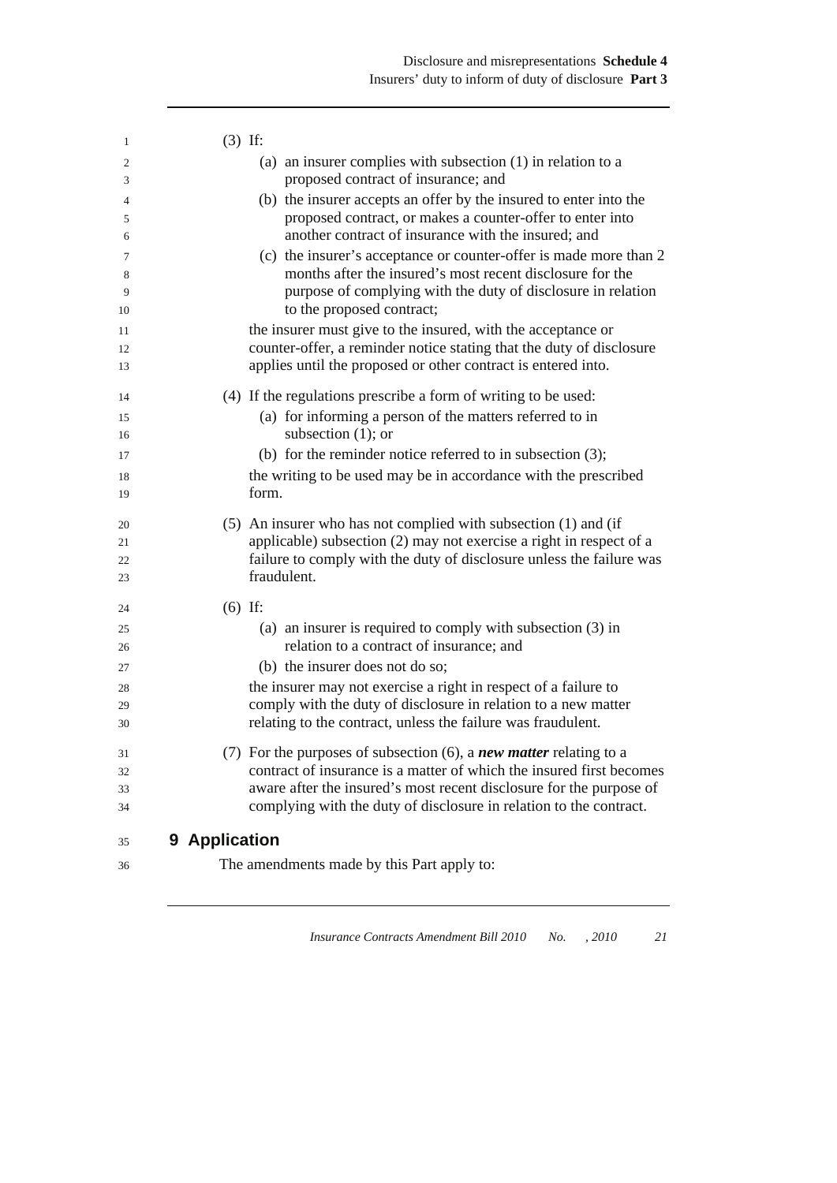(3) If:

(a) an insurer complies with subsection (1) in relation to a proposed contract of insurance; and

(b) the insurer accepts an offer by the insured to enter into the proposed contract, or makes a counter-offer to enter into another contract of insurance with the insured; and

(c) the insurer's acceptance or counter-offer is made more than 2 months after the insured's most recent disclosure for the purpose of complying with the duty of disclosure in relation to the proposed contract;

the insurer must give to the insured, with the acceptance or counter-offer, a reminder notice stating that the duty of disclosure applies until the proposed or other contract is entered into.

(4) If the regulations prescribe a form of writing to be used:

(a) for informing a person of the matters referred to in subsection (1); or

(b) for the reminder notice referred to in subsection (3);

the writing to be used may be in accordance with the prescribed form.

(5) An insurer who has not complied with subsection (1) and (if applicable) subsection (2) may not exercise a right in respect of a failure to comply with the duty of disclosure unless the failure was fraudulent.

(6) If:

(a) an insurer is required to comply with subsection (3) in relation to a contract of insurance; and

(b) the insurer does not do so;

the insurer may not exercise a right in respect of a failure to comply with the duty of disclosure in relation to a new matter relating to the contract, unless the failure was fraudulent.

(7) For the purposes of subsection (6), a ***new matter*** relating to a contract of insurance is a matter of which the insured first becomes aware after the insured's most recent disclosure for the purpose of complying with the duty of disclosure in relation to the contract.

## 9 Application

The amendments made by this Part apply to: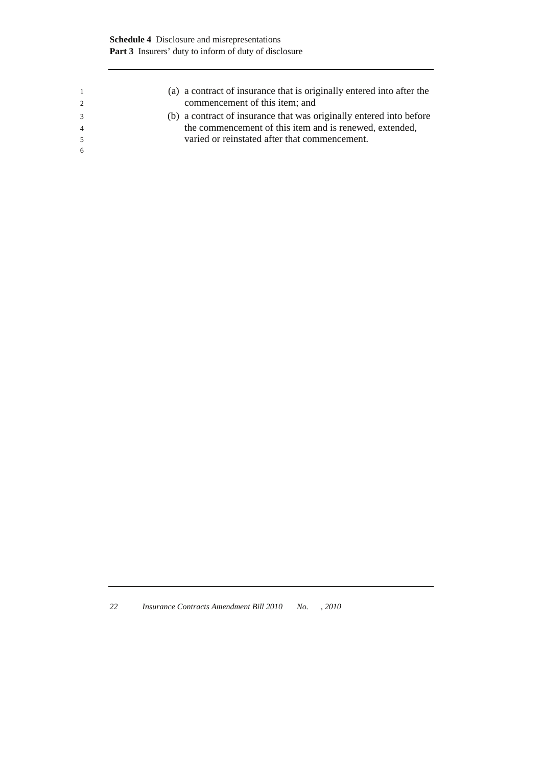(a) a contract of insurance that is originally entered into after the commencement of this item; and

(b) a contract of insurance that was originally entered into before the commencement of this item and is renewed, extended, varied or reinstated after that commencement.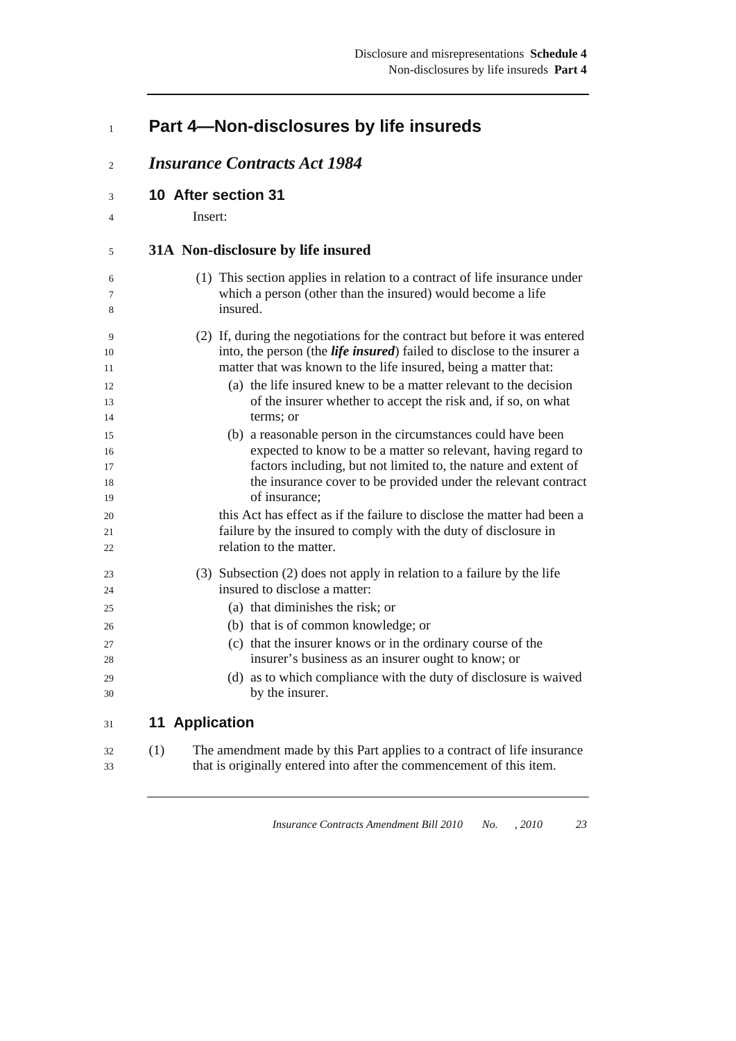# Part 4—Non-disclosures by life insureds

## *Insurance Contracts Act 1984*

### 10 After section 31

Insert:

### 31A Non-disclosure by life insured

(1) This section applies in relation to a contract of life insurance under which a person (other than the insured) would become a life insured.

(2) If, during the negotiations for the contract but before it was entered into, the person (the ***life insured***) failed to disclose to the insurer a matter that was known to the life insured, being a matter that:

   (a) the life insured knew to be a matter relevant to the decision of the insurer whether to accept the risk and, if so, on what terms; or

   (b) a reasonable person in the circumstances could have been expected to know to be a matter so relevant, having regard to factors including, but not limited to, the nature and extent of the insurance cover to be provided under the relevant contract of insurance;

this Act has effect as if the failure to disclose the matter had been a failure by the insured to comply with the duty of disclosure in relation to the matter.

(3) Subsection (2) does not apply in relation to a failure by the life insured to disclose a matter:

   (a) that diminishes the risk; or

   (b) that is of common knowledge; or

   (c) that the insurer knows or in the ordinary course of the insurer's business as an insurer ought to know; or

   (d) as to which compliance with the duty of disclosure is waived by the insurer.

### 11 Application

(1) The amendment made by this Part applies to a contract of life insurance that is originally entered into after the commencement of this item.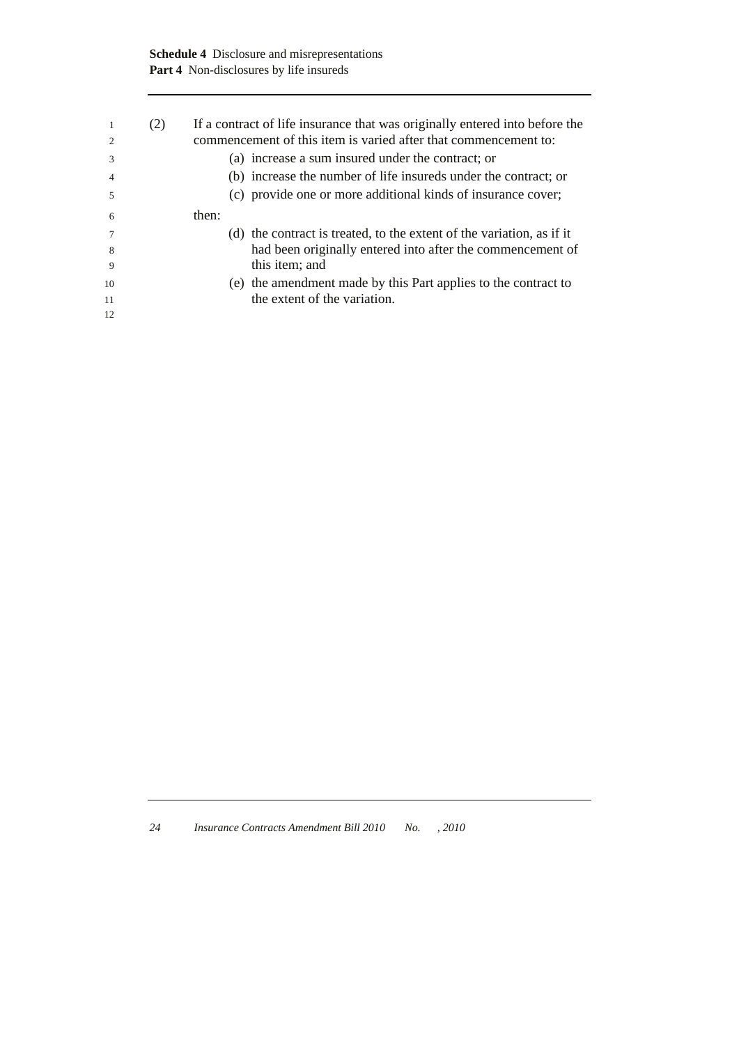(2) If a contract of life insurance that was originally entered into before the commencement of this item is varied after that commencement to:

- (a) increase a sum insured under the contract; or
- (b) increase the number of life insureds under the contract; or
- (c) provide one or more additional kinds of insurance cover;

then:

- (d) the contract is treated, to the extent of the variation, as if it had been originally entered into after the commencement of this item; and
- (e) the amendment made by this Part applies to the contract to the extent of the variation.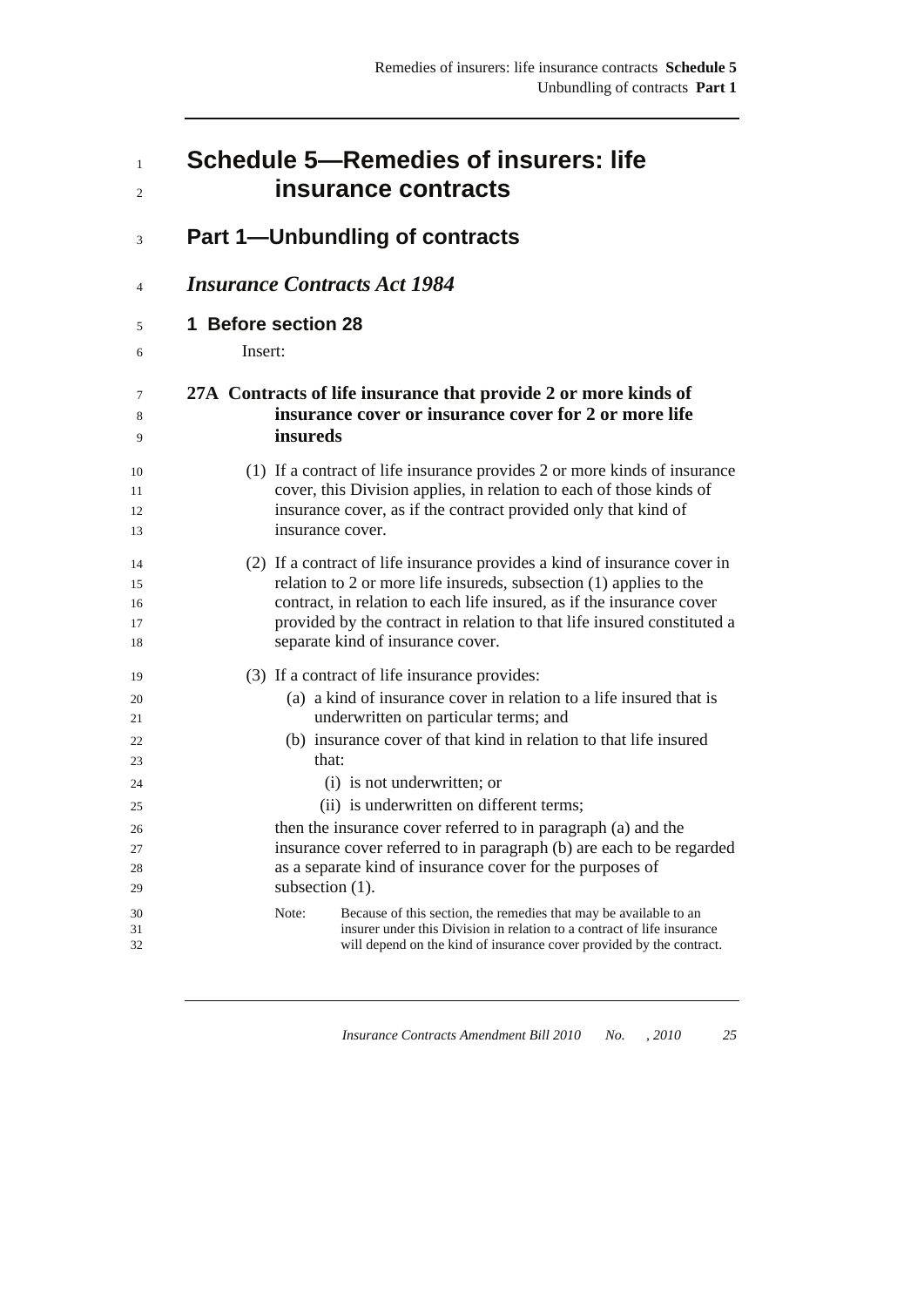# Schedule 5—Remedies of insurers: life insurance contracts

## Part 1—Unbundling of contracts

### *Insurance Contracts Act 1984*

#### 1 Before section 28

Insert:

**27A Contracts of life insurance that provide 2 or more kinds of insurance cover or insurance cover for 2 or more life insureds**

(1) If a contract of life insurance provides 2 or more kinds of insurance cover, this Division applies, in relation to each of those kinds of insurance cover, as if the contract provided only that kind of insurance cover.

(2) If a contract of life insurance provides a kind of insurance cover in relation to 2 or more life insureds, subsection (1) applies to the contract, in relation to each life insured, as if the insurance cover provided by the contract in relation to that life insured constituted a separate kind of insurance cover.

(3) If a contract of life insurance provides:

- (a) a kind of insurance cover in relation to a life insured that is underwritten on particular terms; and
- (b) insurance cover of that kind in relation to that life insured that:
  - (i) is not underwritten; or
  - (ii) is underwritten on different terms;

then the insurance cover referred to in paragraph (a) and the insurance cover referred to in paragraph (b) are each to be regarded as a separate kind of insurance cover for the purposes of subsection (1).

Note: Because of this section, the remedies that may be available to an insurer under this Division in relation to a contract of life insurance will depend on the kind of insurance cover provided by the contract.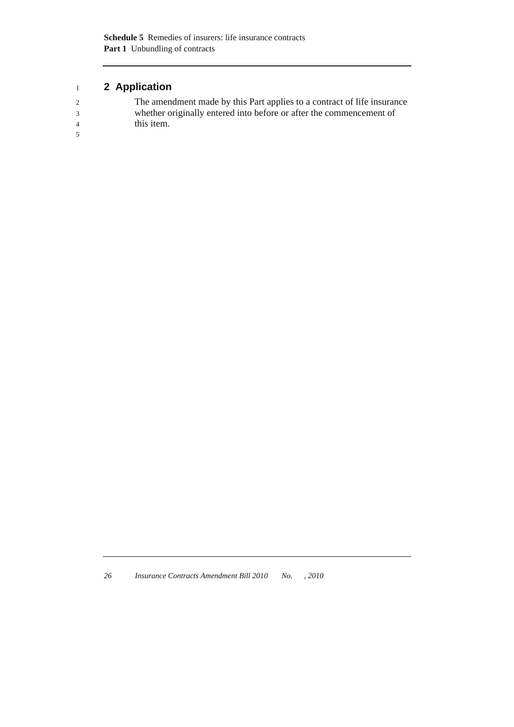## 2 Application

The amendment made by this Part applies to a contract of life insurance whether originally entered into before or after the commencement of this item.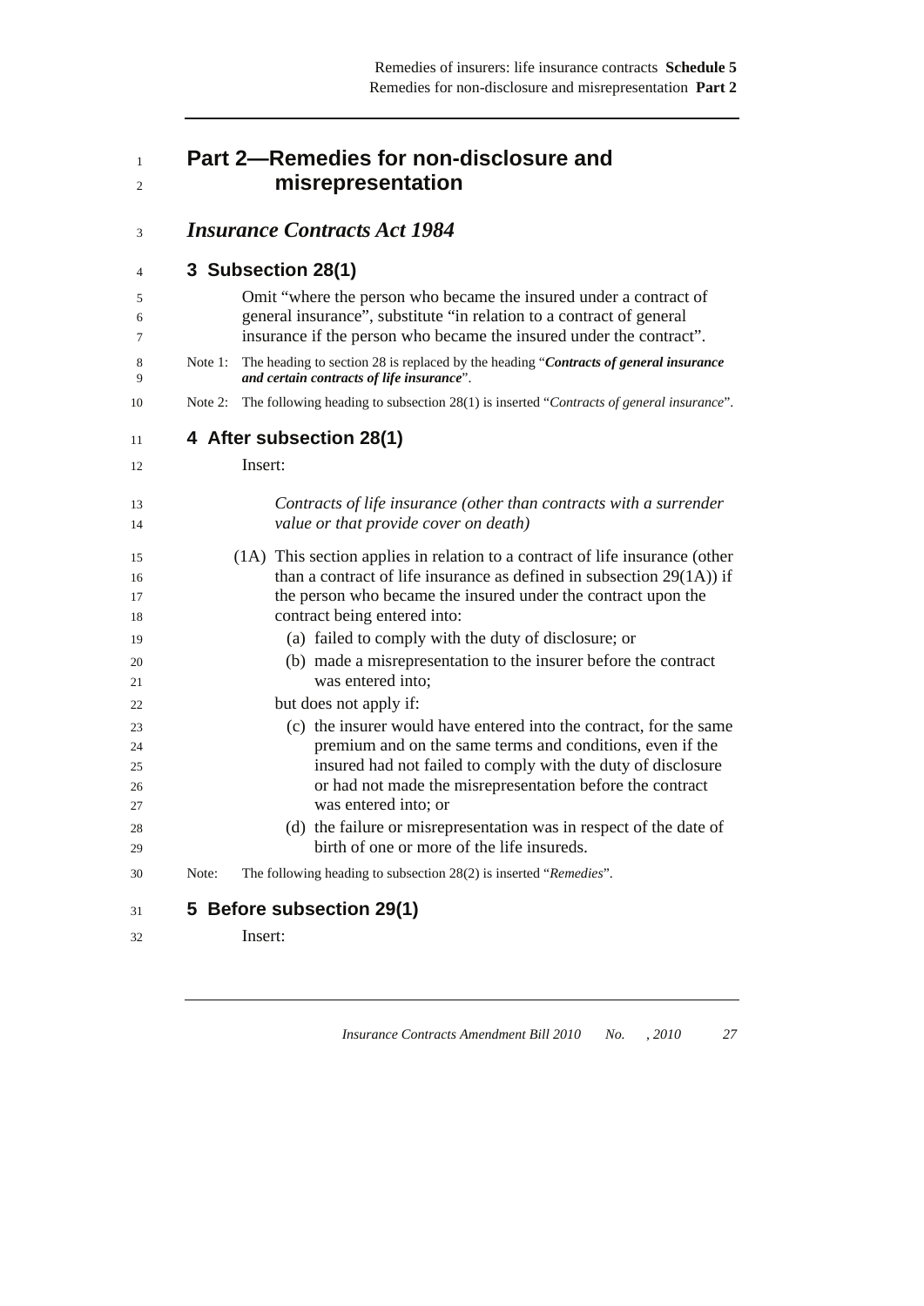## Part 2—Remedies for non-disclosure and misrepresentation

### *Insurance Contracts Act 1984*

#### 3 Subsection 28(1)

Omit "where the person who became the insured under a contract of general insurance", substitute "in relation to a contract of general insurance if the person who became the insured under the contract".

Note 1: The heading to section 28 is replaced by the heading "***Contracts of general insurance and certain contracts of life insurance***".

Note 2: The following heading to subsection 28(1) is inserted "*Contracts of general insurance*".

#### 4 After subsection 28(1)

Insert:

*Contracts of life insurance (other than contracts with a surrender value or that provide cover on death)*

(1A) This section applies in relation to a contract of life insurance (other than a contract of life insurance as defined in subsection 29(1A)) if the person who became the insured under the contract upon the contract being entered into:

- (a) failed to comply with the duty of disclosure; or
- (b) made a misrepresentation to the insurer before the contract was entered into;

but does not apply if:

- (c) the insurer would have entered into the contract, for the same premium and on the same terms and conditions, even if the insured had not failed to comply with the duty of disclosure or had not made the misrepresentation before the contract was entered into; or
- (d) the failure or misrepresentation was in respect of the date of birth of one or more of the life insureds.

Note: The following heading to subsection 28(2) is inserted "*Remedies*".

#### 5 Before subsection 29(1)

Insert: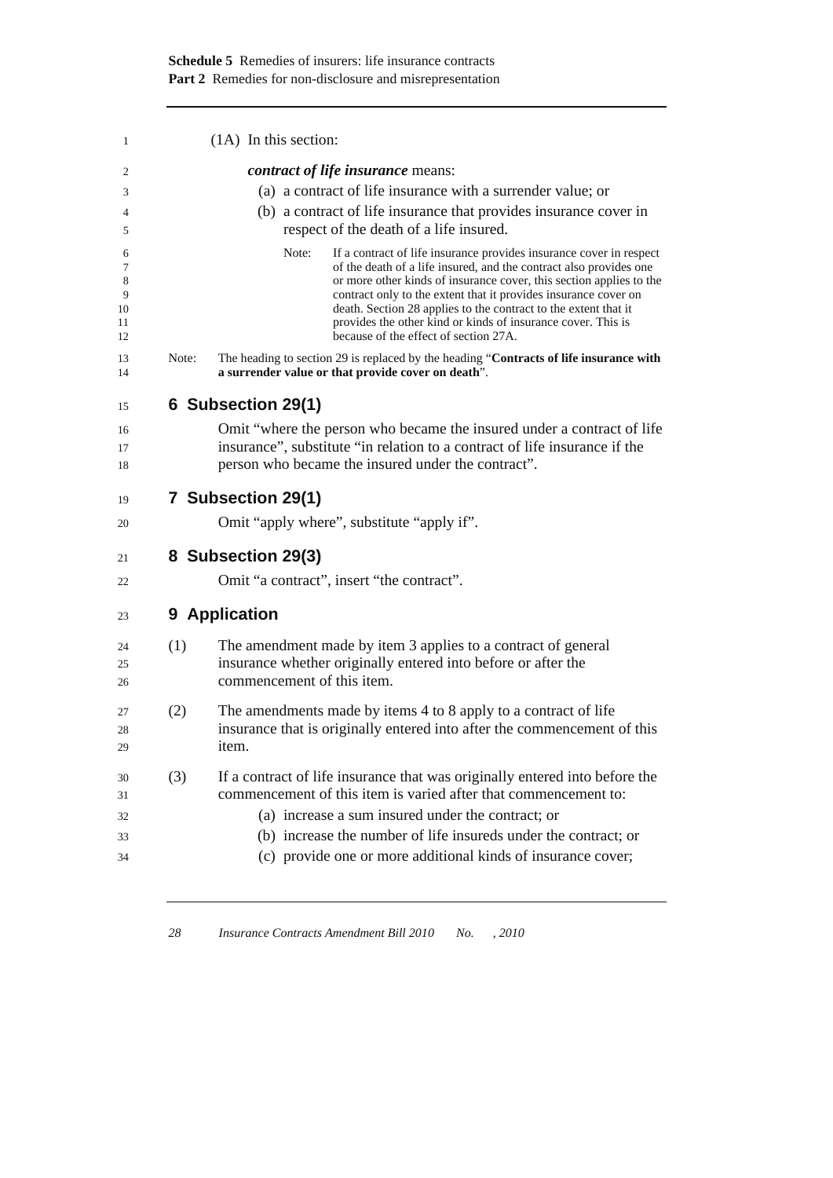(1A) In this section:

***contract of life insurance*** means:

(a) a contract of life insurance with a surrender value; or

(b) a contract of life insurance that provides insurance cover in respect of the death of a life insured.

Note: If a contract of life insurance provides insurance cover in respect of the death of a life insured, and the contract also provides one or more other kinds of insurance cover, this section applies to the contract only to the extent that it provides insurance cover on death. Section 28 applies to the contract to the extent that it provides the other kind or kinds of insurance cover. This is because of the effect of section 27A.

Note: The heading to section 29 is replaced by the heading "**Contracts of life insurance with a surrender value or that provide cover on death**".

## 6 Subsection 29(1)

Omit "where the person who became the insured under a contract of life insurance", substitute "in relation to a contract of life insurance if the person who became the insured under the contract".

## 7 Subsection 29(1)

Omit "apply where", substitute "apply if".

## 8 Subsection 29(3)

Omit "a contract", insert "the contract".

## 9 Application

(1) The amendment made by item 3 applies to a contract of general insurance whether originally entered into before or after the commencement of this item.

(2) The amendments made by items 4 to 8 apply to a contract of life insurance that is originally entered into after the commencement of this item.

(3) If a contract of life insurance that was originally entered into before the commencement of this item is varied after that commencement to:

(a) increase a sum insured under the contract; or

(b) increase the number of life insureds under the contract; or

(c) provide one or more additional kinds of insurance cover;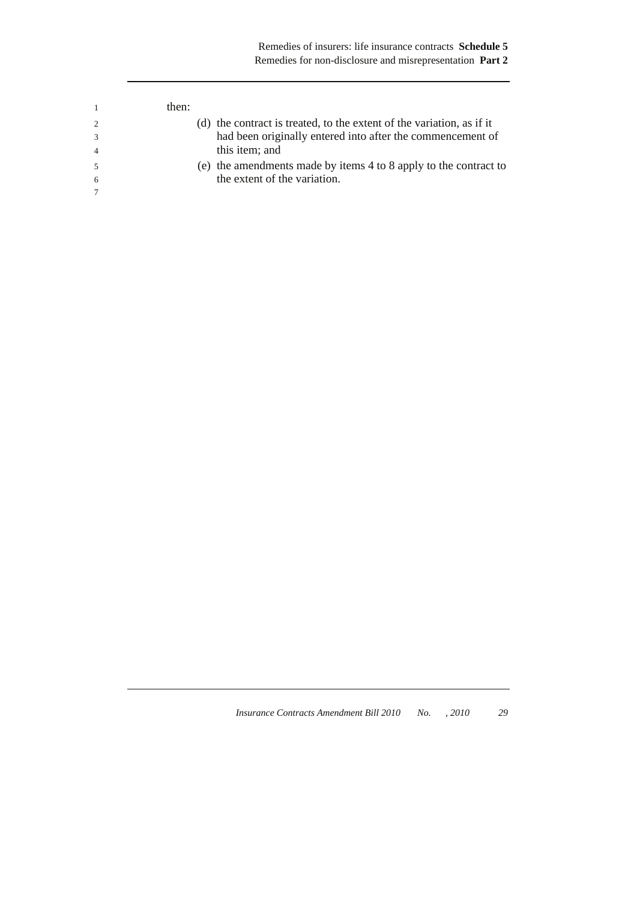then:

(d) the contract is treated, to the extent of the variation, as if it had been originally entered into after the commencement of this item; and

(e) the amendments made by items 4 to 8 apply to the contract to the extent of the variation.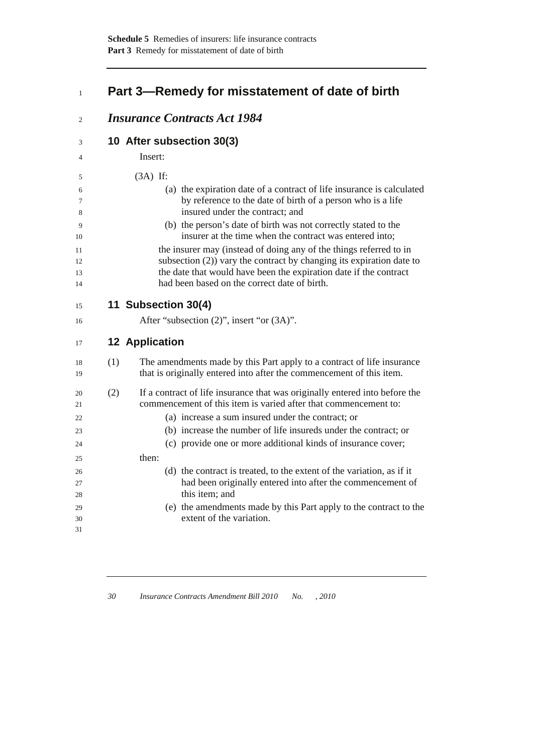## Part 3—Remedy for misstatement of date of birth

### *Insurance Contracts Act 1984*

#### 10 After subsection 30(3)

Insert:

(3A) If:

(a) the expiration date of a contract of life insurance is calculated by reference to the date of birth of a person who is a life insured under the contract; and

(b) the person's date of birth was not correctly stated to the insurer at the time when the contract was entered into;

the insurer may (instead of doing any of the things referred to in subsection (2)) vary the contract by changing its expiration date to the date that would have been the expiration date if the contract had been based on the correct date of birth.

#### 11 Subsection 30(4)

After "subsection (2)", insert "or (3A)".

#### 12 Application

(1) The amendments made by this Part apply to a contract of life insurance that is originally entered into after the commencement of this item.

(2) If a contract of life insurance that was originally entered into before the commencement of this item is varied after that commencement to:

(a) increase a sum insured under the contract; or

(b) increase the number of life insureds under the contract; or

(c) provide one or more additional kinds of insurance cover;

then:

(d) the contract is treated, to the extent of the variation, as if it had been originally entered into after the commencement of this item; and

(e) the amendments made by this Part apply to the contract to the extent of the variation.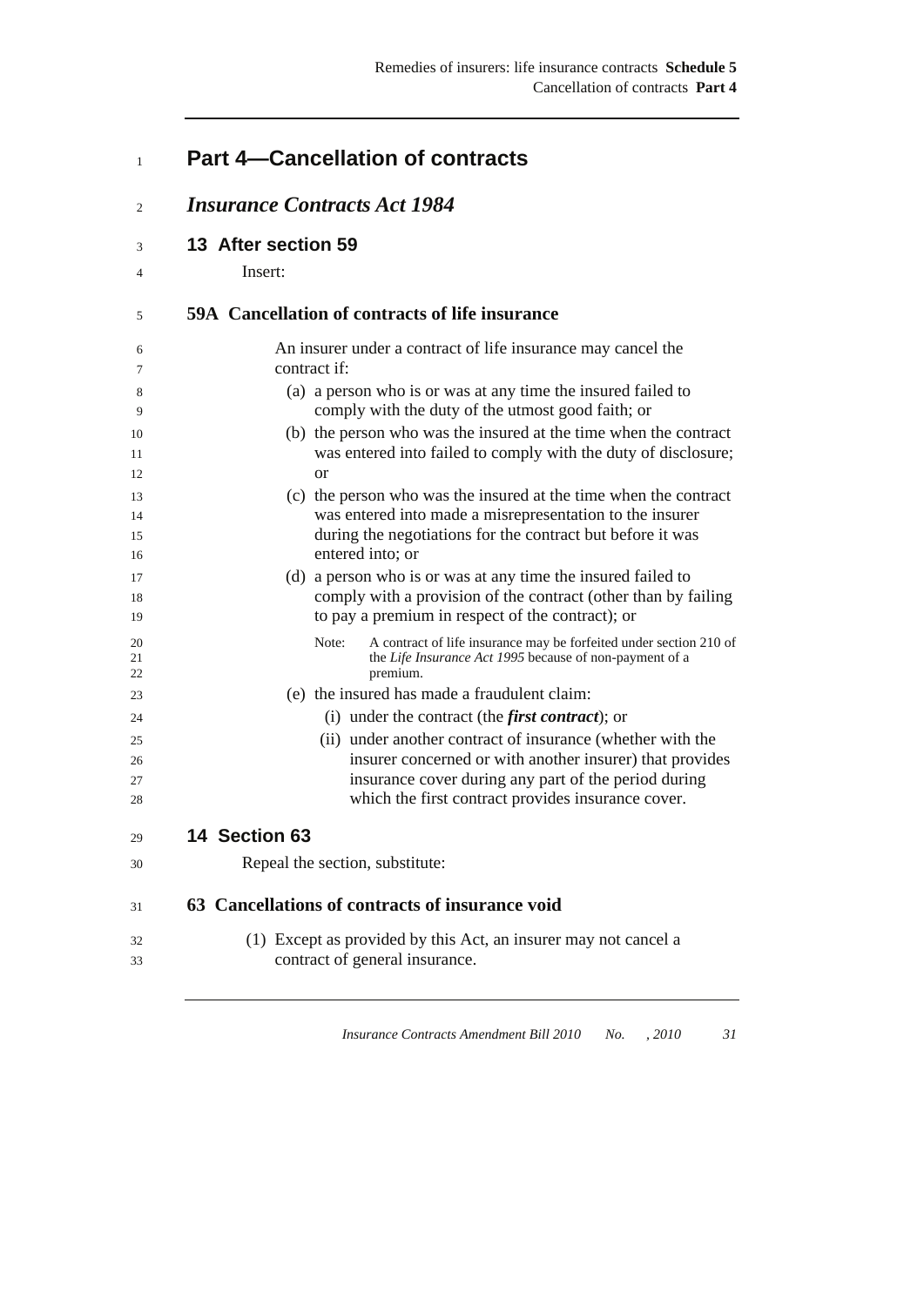## Part 4—Cancellation of contracts

### *Insurance Contracts Act 1984*

#### 13 After section 59

Insert:

**59A Cancellation of contracts of life insurance**

An insurer under a contract of life insurance may cancel the contract if:

(a) a person who is or was at any time the insured failed to comply with the duty of the utmost good faith; or

(b) the person who was the insured at the time when the contract was entered into failed to comply with the duty of disclosure; or

(c) the person who was the insured at the time when the contract was entered into made a misrepresentation to the insurer during the negotiations for the contract but before it was entered into; or

(d) a person who is or was at any time the insured failed to comply with a provision of the contract (other than by failing to pay a premium in respect of the contract); or

Note: A contract of life insurance may be forfeited under section 210 of the *Life Insurance Act 1995* because of non-payment of a premium.

(e) the insured has made a fraudulent claim:

(i) under the contract (the ***first contract***); or

(ii) under another contract of insurance (whether with the insurer concerned or with another insurer) that provides insurance cover during any part of the period during which the first contract provides insurance cover.

#### 14 Section 63

Repeal the section, substitute:

**63 Cancellations of contracts of insurance void**

(1) Except as provided by this Act, an insurer may not cancel a contract of general insurance.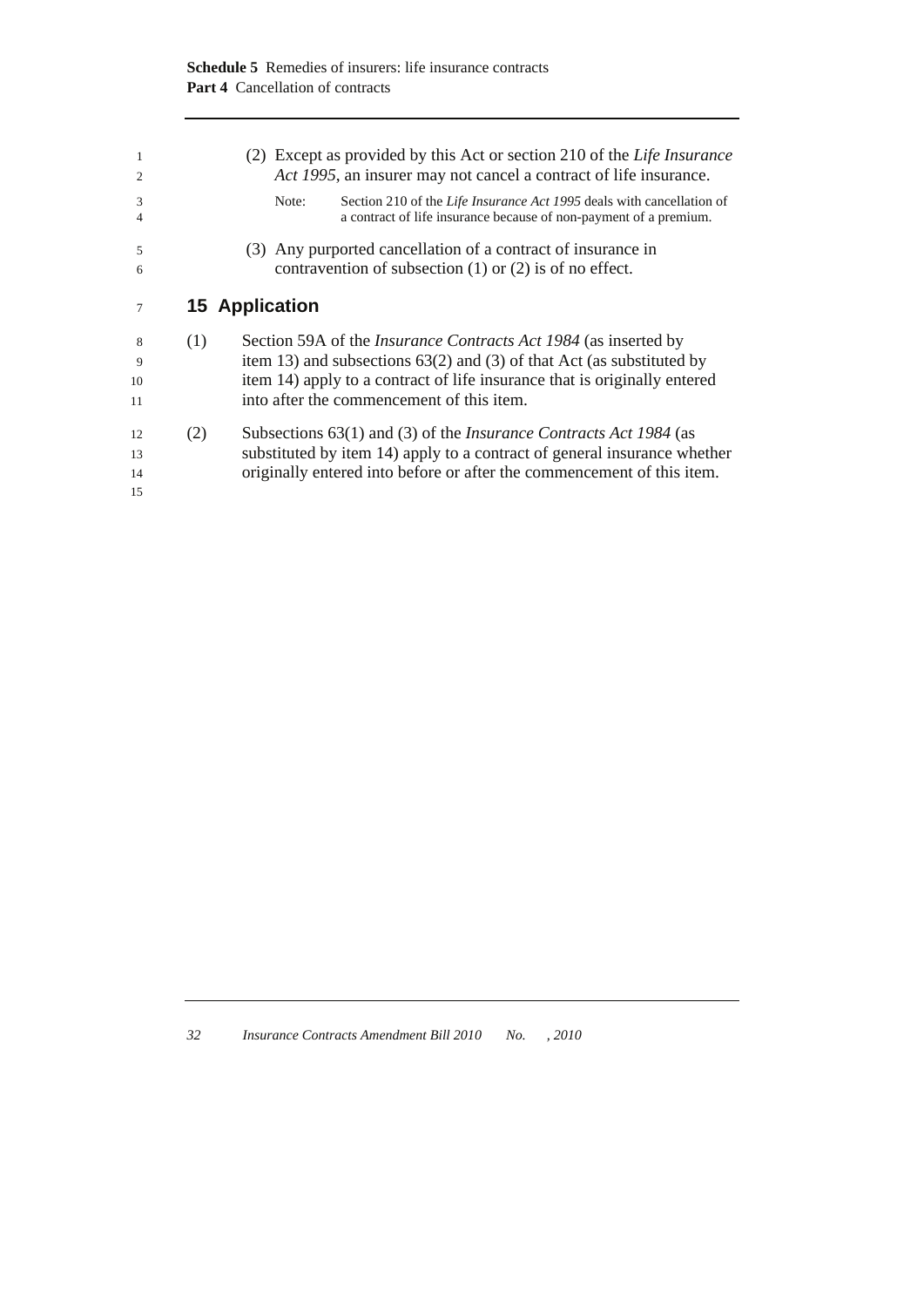(2) Except as provided by this Act or section 210 of the *Life Insurance Act 1995*, an insurer may not cancel a contract of life insurance.

Note: Section 210 of the *Life Insurance Act 1995* deals with cancellation of a contract of life insurance because of non-payment of a premium.

(3) Any purported cancellation of a contract of insurance in contravention of subsection (1) or (2) is of no effect.

## 15 Application

(1) Section 59A of the *Insurance Contracts Act 1984* (as inserted by item 13) and subsections 63(2) and (3) of that Act (as substituted by item 14) apply to a contract of life insurance that is originally entered into after the commencement of this item.

(2) Subsections 63(1) and (3) of the *Insurance Contracts Act 1984* (as substituted by item 14) apply to a contract of general insurance whether originally entered into before or after the commencement of this item.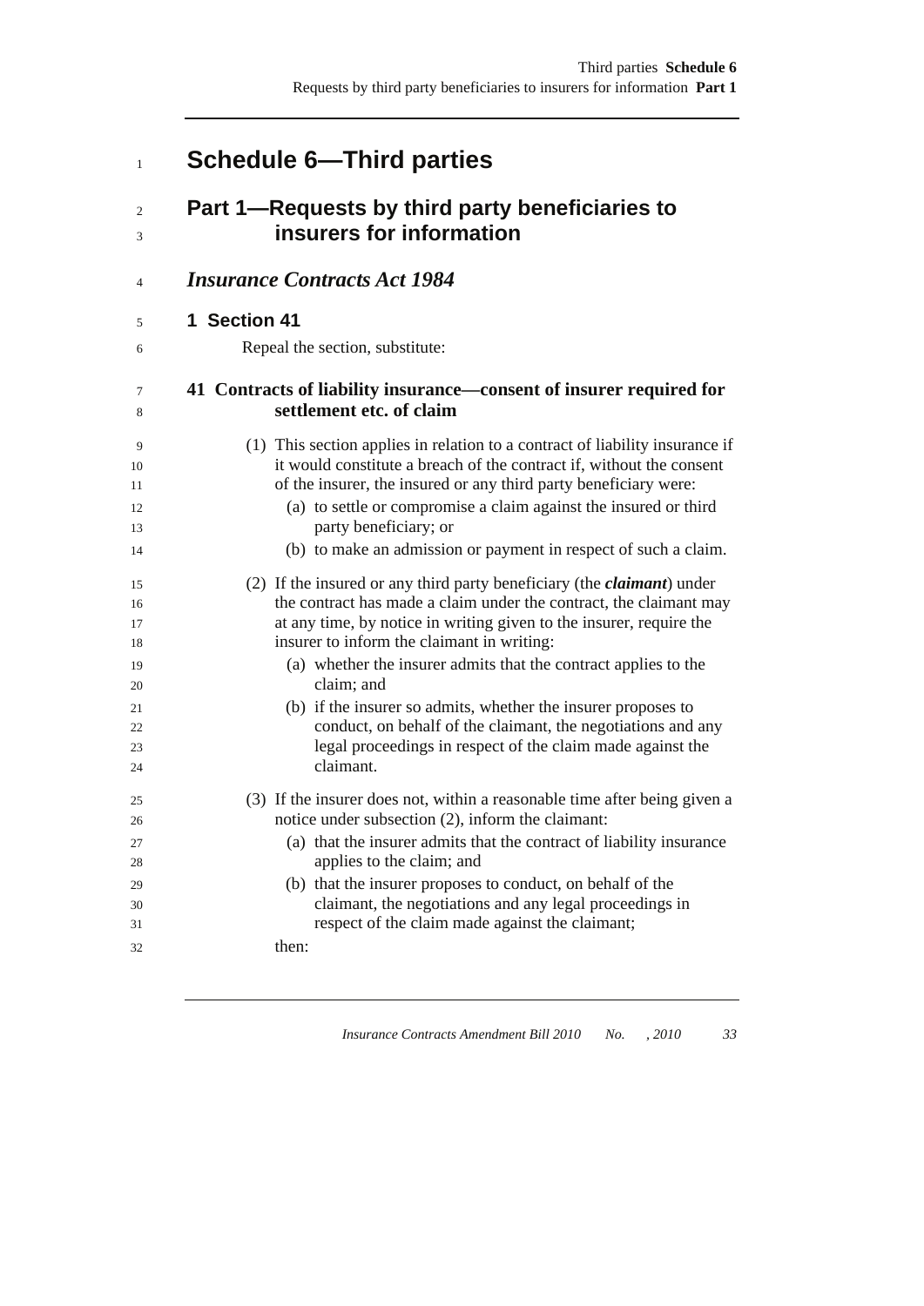# Schedule 6—Third parties

## Part 1—Requests by third party beneficiaries to insurers for information

### *Insurance Contracts Act 1984*

#### 1 Section 41

Repeal the section, substitute:

**41 Contracts of liability insurance—consent of insurer required for settlement etc. of claim**

(1) This section applies in relation to a contract of liability insurance if it would constitute a breach of the contract if, without the consent of the insurer, the insured or any third party beneficiary were:

(a) to settle or compromise a claim against the insured or third party beneficiary; or

(b) to make an admission or payment in respect of such a claim.

(2) If the insured or any third party beneficiary (the ***claimant***) under the contract has made a claim under the contract, the claimant may at any time, by notice in writing given to the insurer, require the insurer to inform the claimant in writing:

(a) whether the insurer admits that the contract applies to the claim; and

(b) if the insurer so admits, whether the insurer proposes to conduct, on behalf of the claimant, the negotiations and any legal proceedings in respect of the claim made against the claimant.

(3) If the insurer does not, within a reasonable time after being given a notice under subsection (2), inform the claimant:

(a) that the insurer admits that the contract of liability insurance applies to the claim; and

(b) that the insurer proposes to conduct, on behalf of the claimant, the negotiations and any legal proceedings in respect of the claim made against the claimant;

then: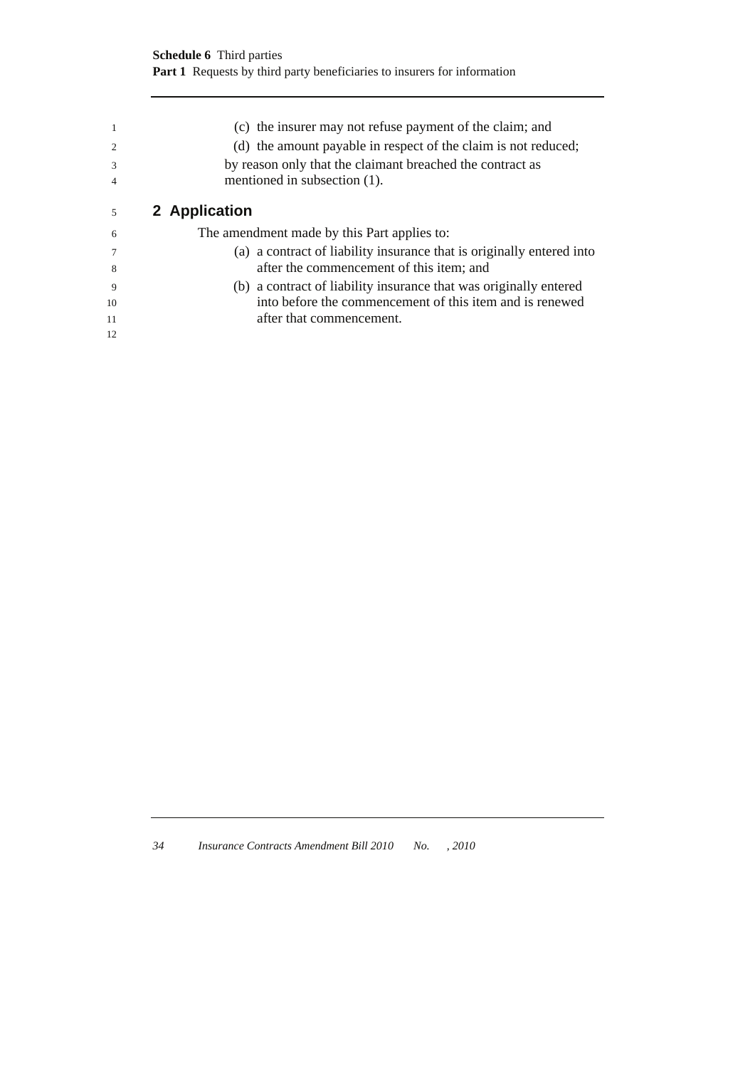(c) the insurer may not refuse payment of the claim; and

(d) the amount payable in respect of the claim is not reduced;

by reason only that the claimant breached the contract as mentioned in subsection (1).

## 2 Application

The amendment made by this Part applies to:

(a) a contract of liability insurance that is originally entered into after the commencement of this item; and

(b) a contract of liability insurance that was originally entered into before the commencement of this item and is renewed after that commencement.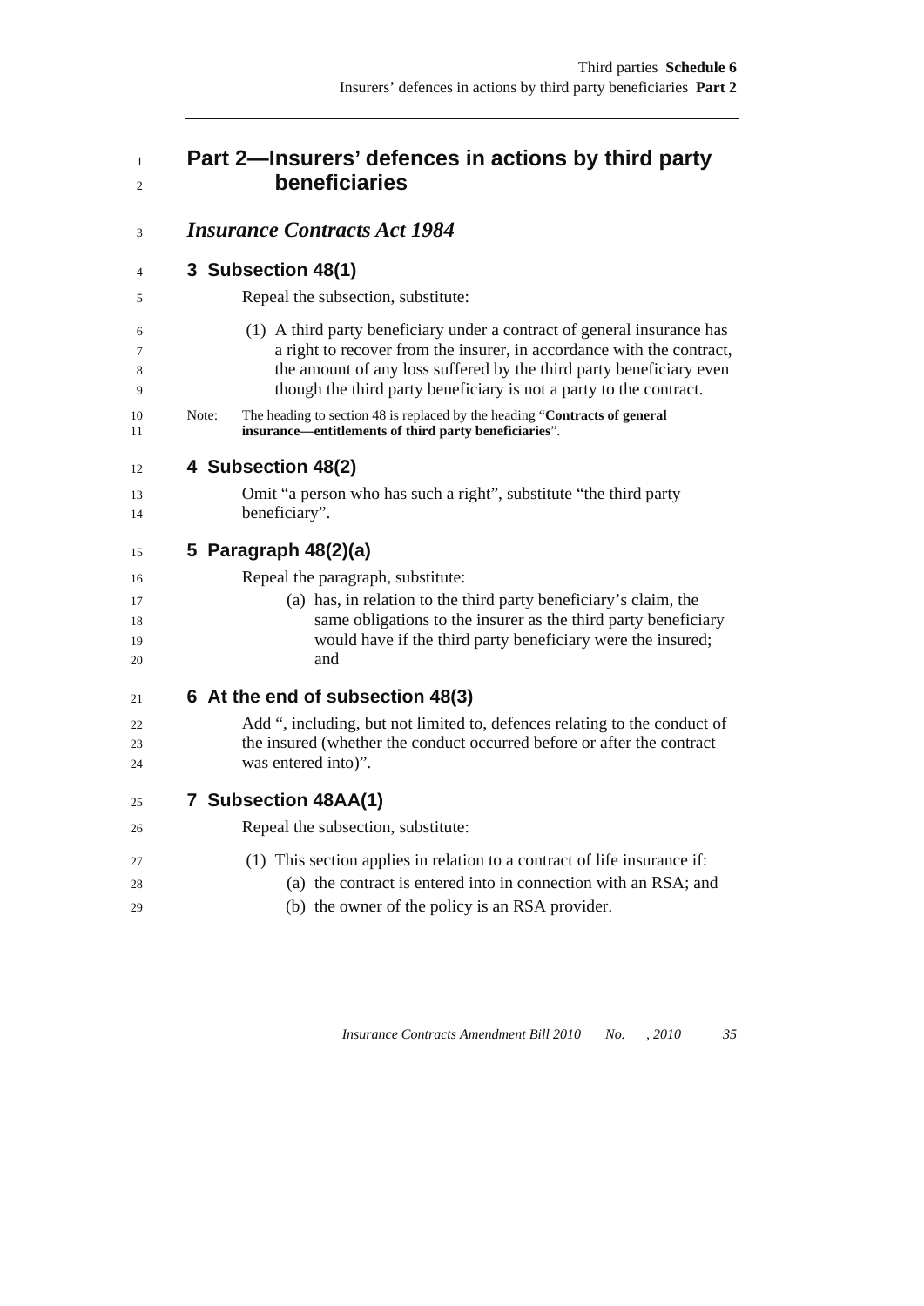## Part 2—Insurers' defences in actions by third party beneficiaries

### *Insurance Contracts Act 1984*

#### 3 Subsection 48(1)

Repeal the subsection, substitute:

(1) A third party beneficiary under a contract of general insurance has a right to recover from the insurer, in accordance with the contract, the amount of any loss suffered by the third party beneficiary even though the third party beneficiary is not a party to the contract.

Note: The heading to section 48 is replaced by the heading "**Contracts of general insurance—entitlements of third party beneficiaries**".

#### 4 Subsection 48(2)

Omit "a person who has such a right", substitute "the third party beneficiary".

#### 5 Paragraph 48(2)(a)

Repeal the paragraph, substitute:

(a) has, in relation to the third party beneficiary's claim, the same obligations to the insurer as the third party beneficiary would have if the third party beneficiary were the insured; and

#### 6 At the end of subsection 48(3)

Add ", including, but not limited to, defences relating to the conduct of the insured (whether the conduct occurred before or after the contract was entered into)".

#### 7 Subsection 48AA(1)

Repeal the subsection, substitute:

(1) This section applies in relation to a contract of life insurance if:

(a) the contract is entered into in connection with an RSA; and

(b) the owner of the policy is an RSA provider.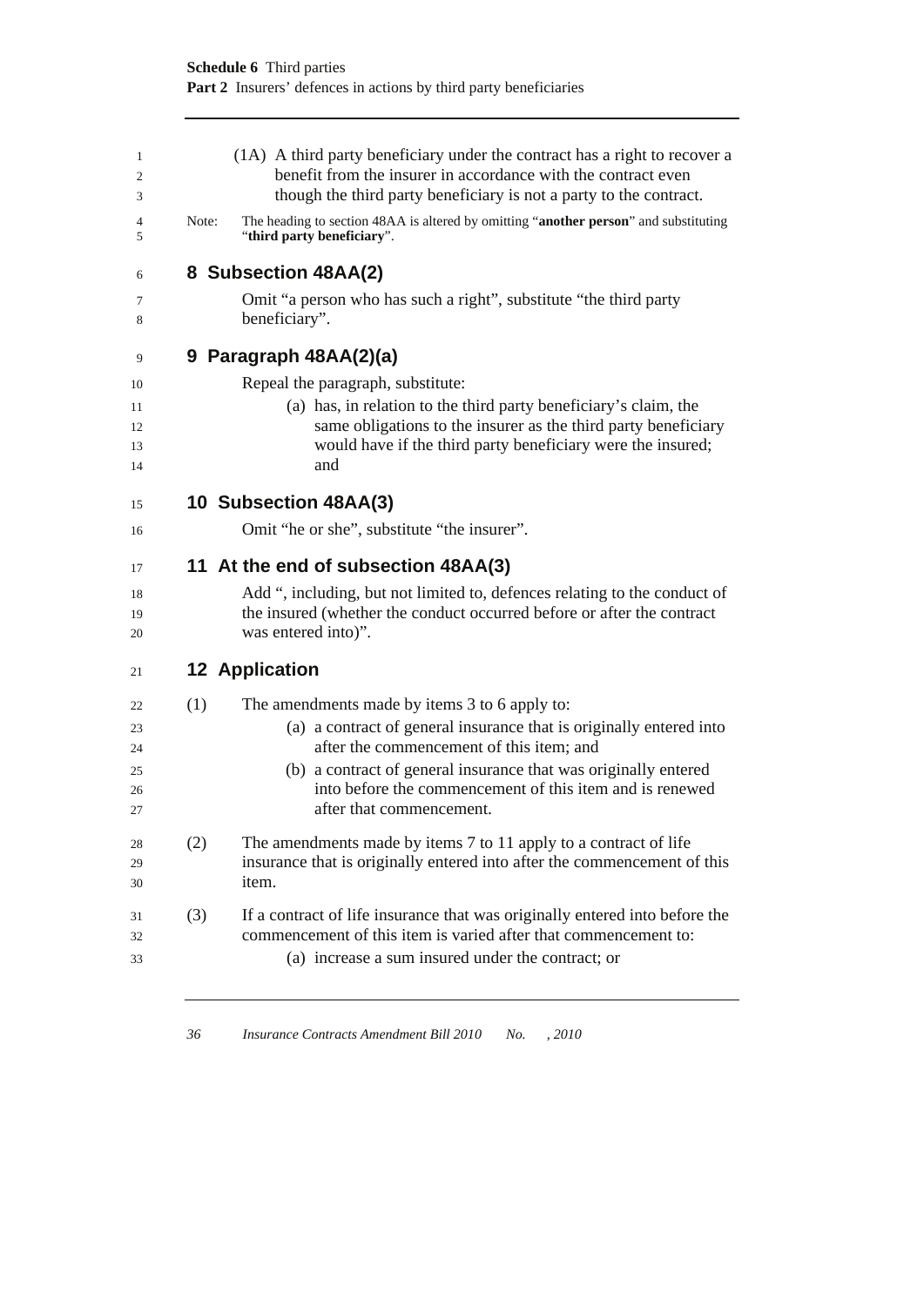(1A) A third party beneficiary under the contract has a right to recover a benefit from the insurer in accordance with the contract even though the third party beneficiary is not a party to the contract.

Note: The heading to section 48AA is altered by omitting "**another person**" and substituting "**third party beneficiary**".

## 8 Subsection 48AA(2)

Omit "a person who has such a right", substitute "the third party beneficiary".

## 9 Paragraph 48AA(2)(a)

Repeal the paragraph, substitute:

(a) has, in relation to the third party beneficiary's claim, the same obligations to the insurer as the third party beneficiary would have if the third party beneficiary were the insured; and

## 10 Subsection 48AA(3)

Omit "he or she", substitute "the insurer".

## 11 At the end of subsection 48AA(3)

Add ", including, but not limited to, defences relating to the conduct of the insured (whether the conduct occurred before or after the contract was entered into)".

## 12 Application

(1) The amendments made by items 3 to 6 apply to:

(a) a contract of general insurance that is originally entered into after the commencement of this item; and

(b) a contract of general insurance that was originally entered into before the commencement of this item and is renewed after that commencement.

(2) The amendments made by items 7 to 11 apply to a contract of life insurance that is originally entered into after the commencement of this item.

(3) If a contract of life insurance that was originally entered into before the commencement of this item is varied after that commencement to:

(a) increase a sum insured under the contract; or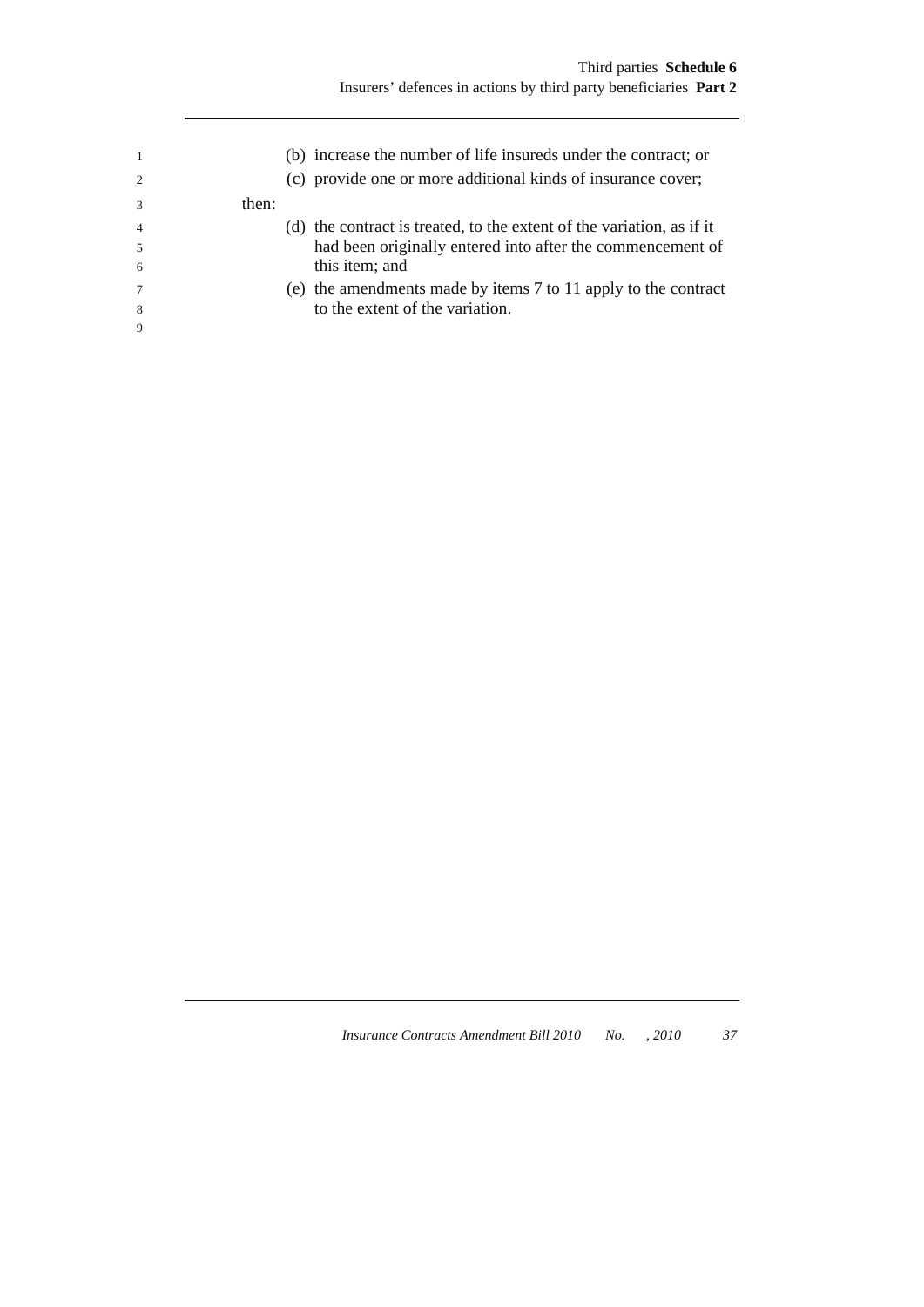(b) increase the number of life insureds under the contract; or

(c) provide one or more additional kinds of insurance cover;

then:

(d) the contract is treated, to the extent of the variation, as if it had been originally entered into after the commencement of this item; and

(e) the amendments made by items 7 to 11 apply to the contract to the extent of the variation.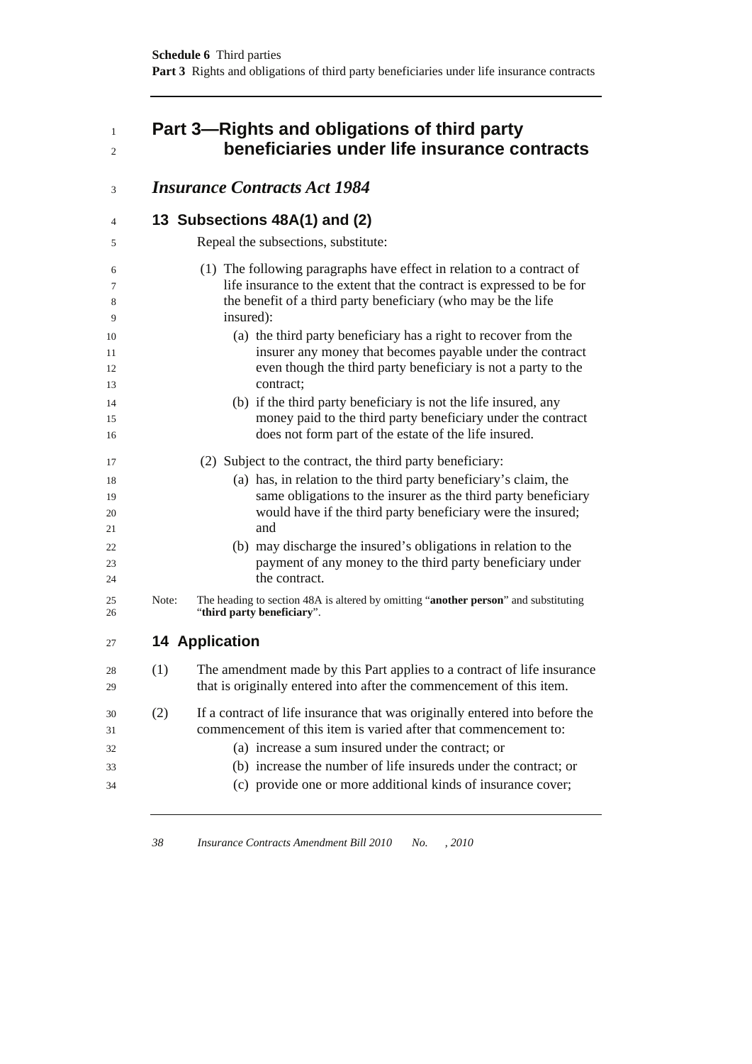## Part 3—Rights and obligations of third party beneficiaries under life insurance contracts

### *Insurance Contracts Act 1984*

### 13 Subsections 48A(1) and (2)

Repeal the subsections, substitute:

(1) The following paragraphs have effect in relation to a contract of life insurance to the extent that the contract is expressed to be for the benefit of a third party beneficiary (who may be the life insured):

(a) the third party beneficiary has a right to recover from the insurer any money that becomes payable under the contract even though the third party beneficiary is not a party to the contract;

(b) if the third party beneficiary is not the life insured, any money paid to the third party beneficiary under the contract does not form part of the estate of the life insured.

(2) Subject to the contract, the third party beneficiary:

(a) has, in relation to the third party beneficiary's claim, the same obligations to the insurer as the third party beneficiary would have if the third party beneficiary were the insured; and

(b) may discharge the insured's obligations in relation to the payment of any money to the third party beneficiary under the contract.

Note: The heading to section 48A is altered by omitting "**another person**" and substituting "**third party beneficiary**".

### 14 Application

(1) The amendment made by this Part applies to a contract of life insurance that is originally entered into after the commencement of this item.

(2) If a contract of life insurance that was originally entered into before the commencement of this item is varied after that commencement to:

(a) increase a sum insured under the contract; or

(b) increase the number of life insureds under the contract; or

(c) provide one or more additional kinds of insurance cover;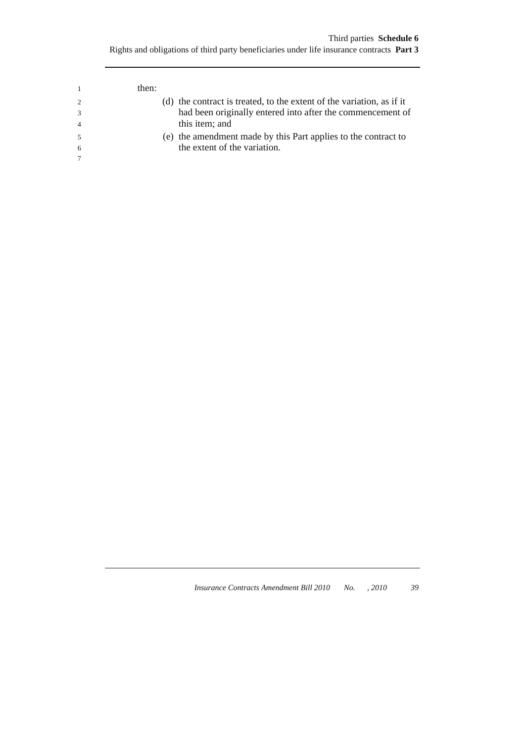then:

(d) the contract is treated, to the extent of the variation, as if it had been originally entered into after the commencement of this item; and

(e) the amendment made by this Part applies to the contract to the extent of the variation.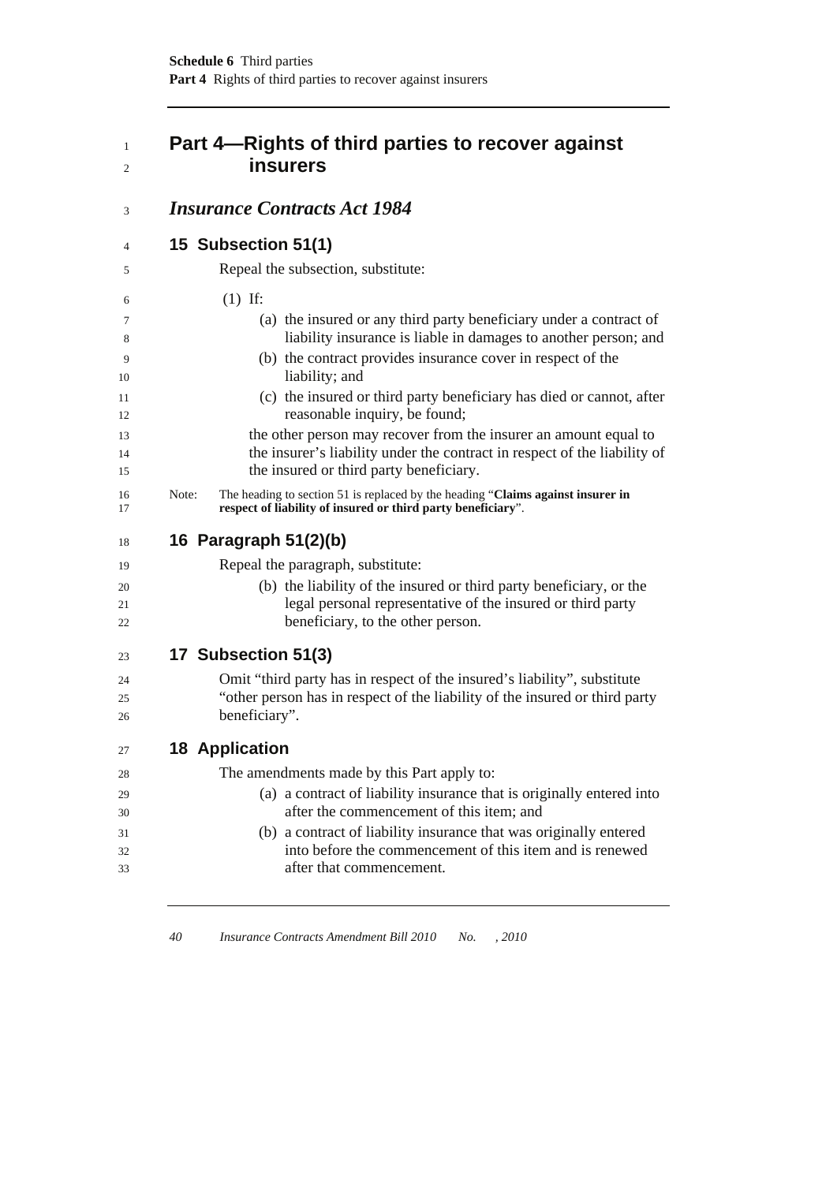## Part 4—Rights of third parties to recover against insurers

### *Insurance Contracts Act 1984*

#### 15 Subsection 51(1)

Repeal the subsection, substitute:

(1) If:

(a) the insured or any third party beneficiary under a contract of liability insurance is liable in damages to another person; and

(b) the contract provides insurance cover in respect of the liability; and

(c) the insured or third party beneficiary has died or cannot, after reasonable inquiry, be found;

the other person may recover from the insurer an amount equal to the insurer's liability under the contract in respect of the liability of the insured or third party beneficiary.

Note: The heading to section 51 is replaced by the heading "**Claims against insurer in respect of liability of insured or third party beneficiary**".

#### 16 Paragraph 51(2)(b)

Repeal the paragraph, substitute:

(b) the liability of the insured or third party beneficiary, or the legal personal representative of the insured or third party beneficiary, to the other person.

#### 17 Subsection 51(3)

Omit "third party has in respect of the insured's liability", substitute "other person has in respect of the liability of the insured or third party beneficiary".

#### 18 Application

The amendments made by this Part apply to:

(a) a contract of liability insurance that is originally entered into after the commencement of this item; and

(b) a contract of liability insurance that was originally entered into before the commencement of this item and is renewed after that commencement.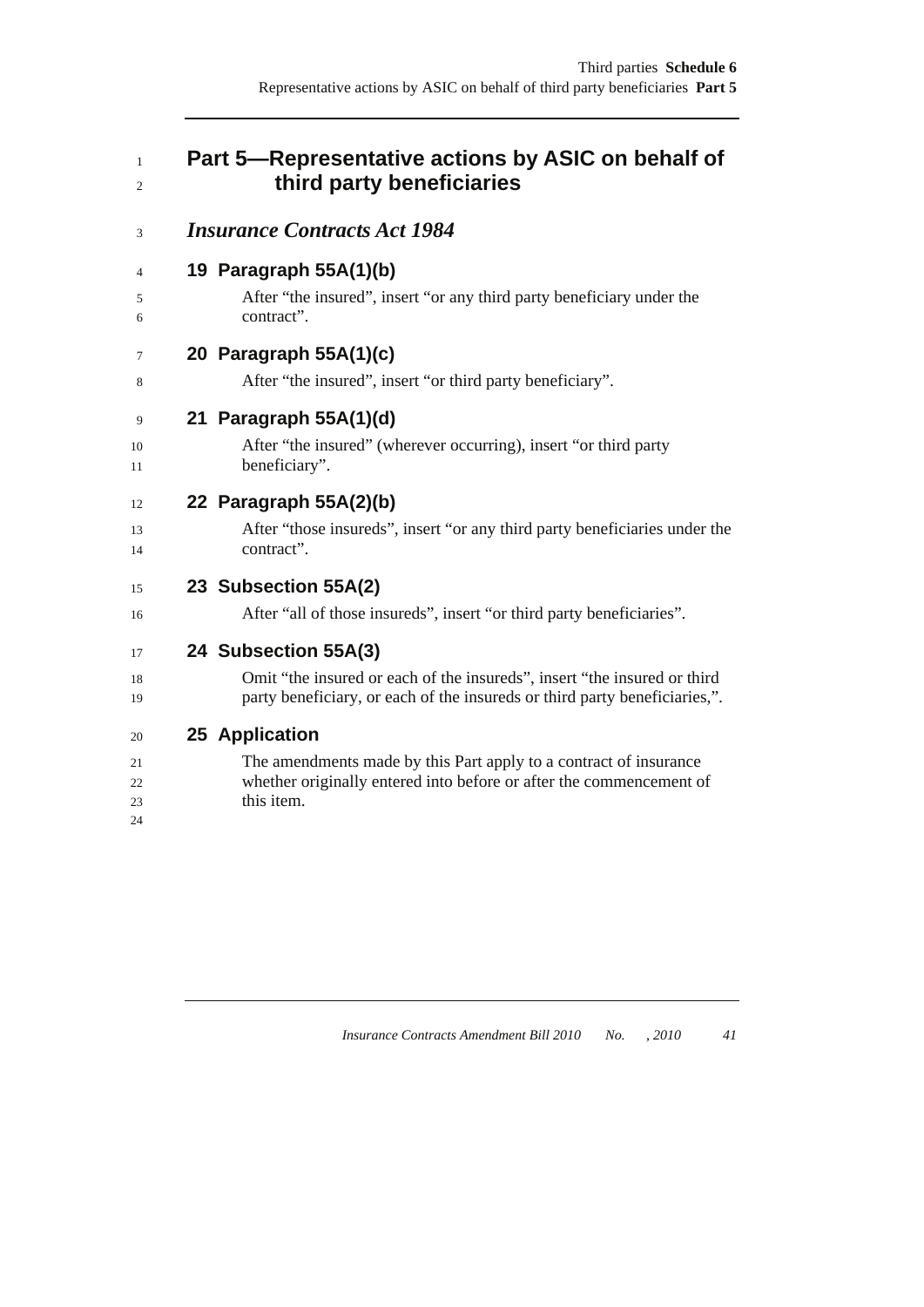# Part 5—Representative actions by ASIC on behalf of third party beneficiaries

## *Insurance Contracts Act 1984*

### 19 Paragraph 55A(1)(b)

After "the insured", insert "or any third party beneficiary under the contract".

### 20 Paragraph 55A(1)(c)

After "the insured", insert "or third party beneficiary".

### 21 Paragraph 55A(1)(d)

After "the insured" (wherever occurring), insert "or third party beneficiary".

### 22 Paragraph 55A(2)(b)

After "those insureds", insert "or any third party beneficiaries under the contract".

### 23 Subsection 55A(2)

After "all of those insureds", insert "or third party beneficiaries".

### 24 Subsection 55A(3)

Omit "the insured or each of the insureds", insert "the insured or third party beneficiary, or each of the insureds or third party beneficiaries,".

### 25 Application

The amendments made by this Part apply to a contract of insurance whether originally entered into before or after the commencement of this item.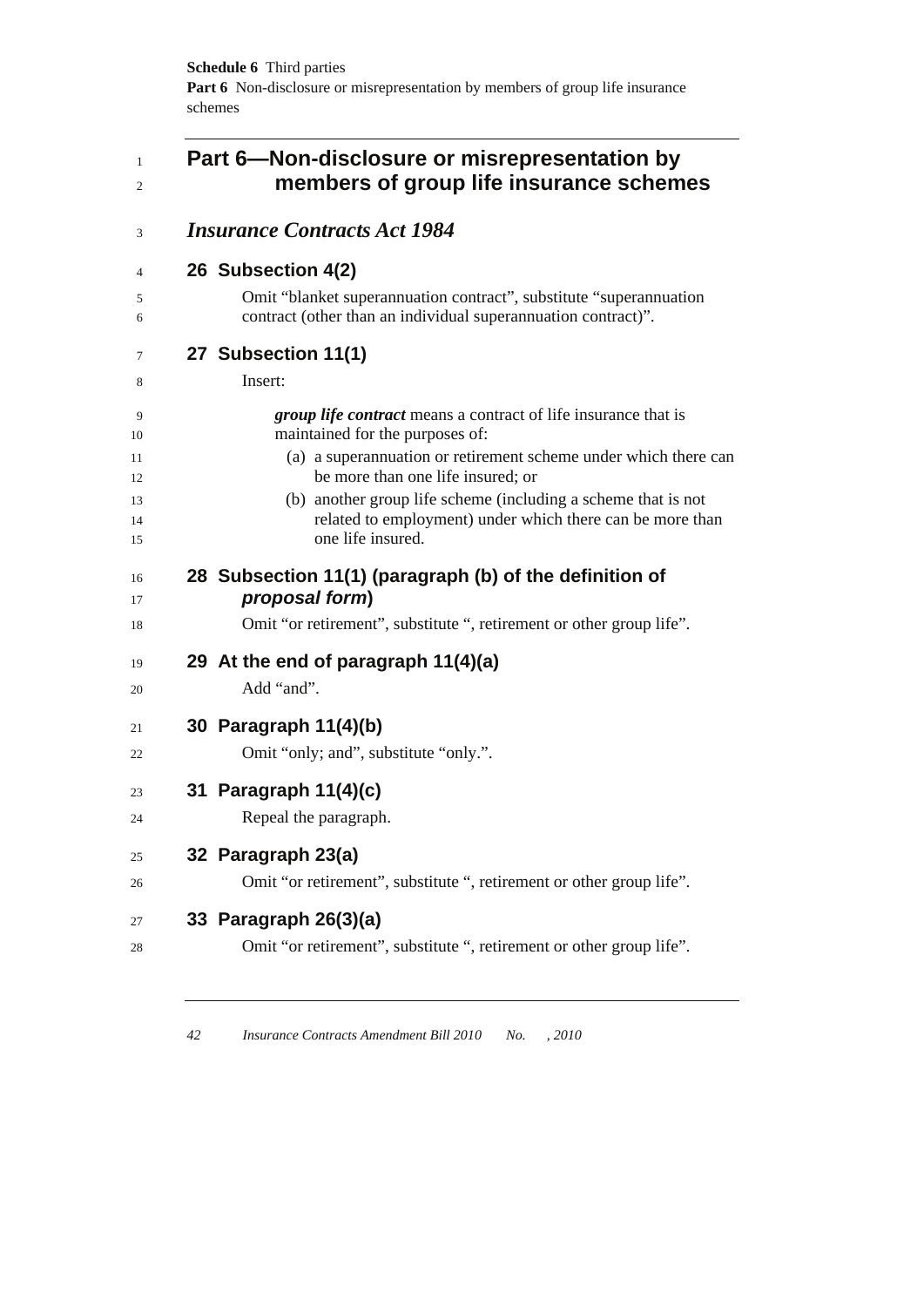## Part 6—Non-disclosure or misrepresentation by members of group life insurance schemes

### *Insurance Contracts Act 1984*

#### 26 Subsection 4(2)

Omit "blanket superannuation contract", substitute "superannuation contract (other than an individual superannuation contract)".

#### 27 Subsection 11(1)

Insert:

***group life contract*** means a contract of life insurance that is maintained for the purposes of:

(a) a superannuation or retirement scheme under which there can be more than one life insured; or

(b) another group life scheme (including a scheme that is not related to employment) under which there can be more than one life insured.

#### 28 Subsection 11(1) (paragraph (b) of the definition of *proposal form*)

Omit "or retirement", substitute ", retirement or other group life".

#### 29 At the end of paragraph 11(4)(a)

Add "and".

#### 30 Paragraph 11(4)(b)

Omit "only; and", substitute "only.".

#### 31 Paragraph 11(4)(c)

Repeal the paragraph.

#### 32 Paragraph 23(a)

Omit "or retirement", substitute ", retirement or other group life".

#### 33 Paragraph 26(3)(a)

Omit "or retirement", substitute ", retirement or other group life".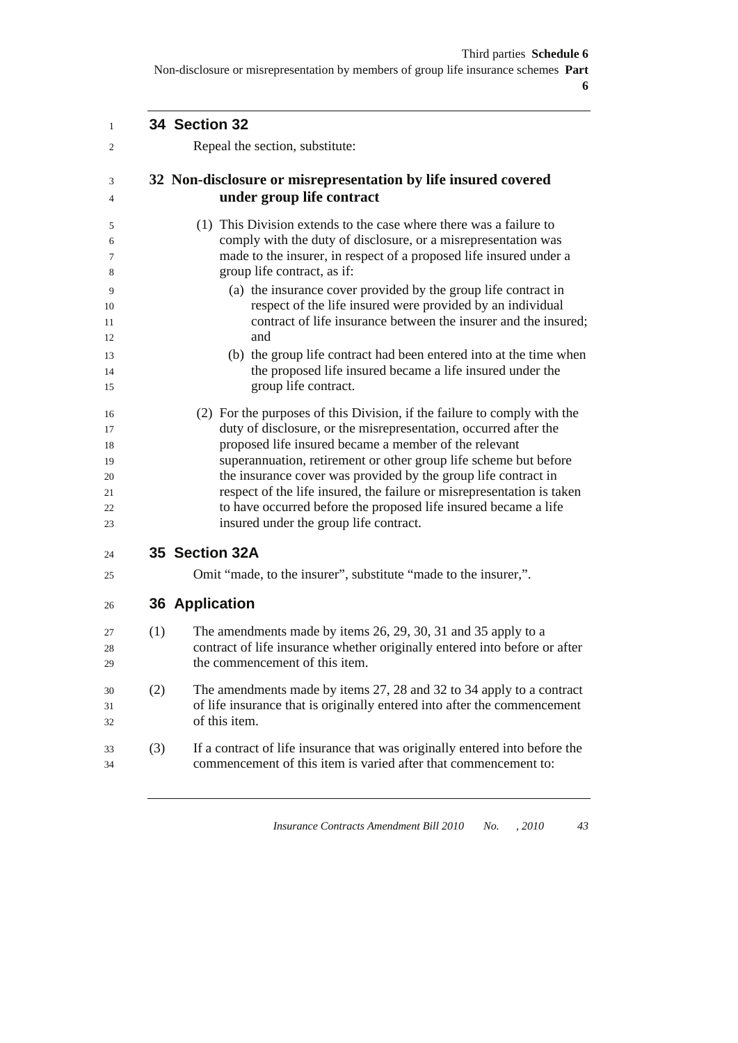## 34 Section 32

Repeal the section, substitute:

### 32 Non-disclosure or misrepresentation by life insured covered under group life contract

(1) This Division extends to the case where there was a failure to comply with the duty of disclosure, or a misrepresentation was made to the insurer, in respect of a proposed life insured under a group life contract, as if:

(a) the insurance cover provided by the group life contract in respect of the life insured were provided by an individual contract of life insurance between the insurer and the insured; and

(b) the group life contract had been entered into at the time when the proposed life insured became a life insured under the group life contract.

(2) For the purposes of this Division, if the failure to comply with the duty of disclosure, or the misrepresentation, occurred after the proposed life insured became a member of the relevant superannuation, retirement or other group life scheme but before the insurance cover was provided by the group life contract in respect of the life insured, the failure or misrepresentation is taken to have occurred before the proposed life insured became a life insured under the group life contract.

## 35 Section 32A

Omit "made, to the insurer", substitute "made to the insurer,".

## 36 Application

(1) The amendments made by items 26, 29, 30, 31 and 35 apply to a contract of life insurance whether originally entered into before or after the commencement of this item.

(2) The amendments made by items 27, 28 and 32 to 34 apply to a contract of life insurance that is originally entered into after the commencement of this item.

(3) If a contract of life insurance that was originally entered into before the commencement of this item is varied after that commencement to: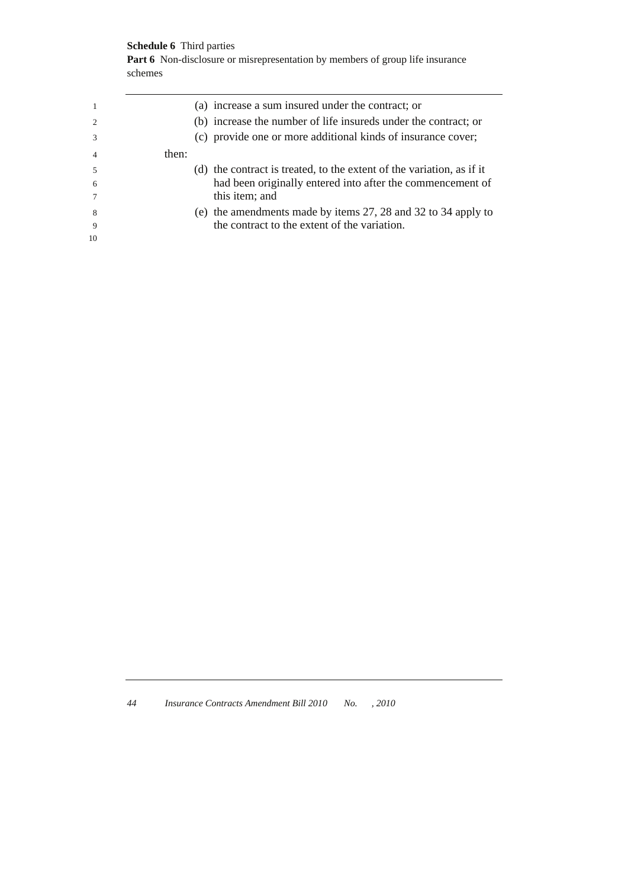(a) increase a sum insured under the contract; or

(b) increase the number of life insureds under the contract; or

(c) provide one or more additional kinds of insurance cover;

then:

(d) the contract is treated, to the extent of the variation, as if it had been originally entered into after the commencement of this item; and

(e) the amendments made by items 27, 28 and 32 to 34 apply to the contract to the extent of the variation.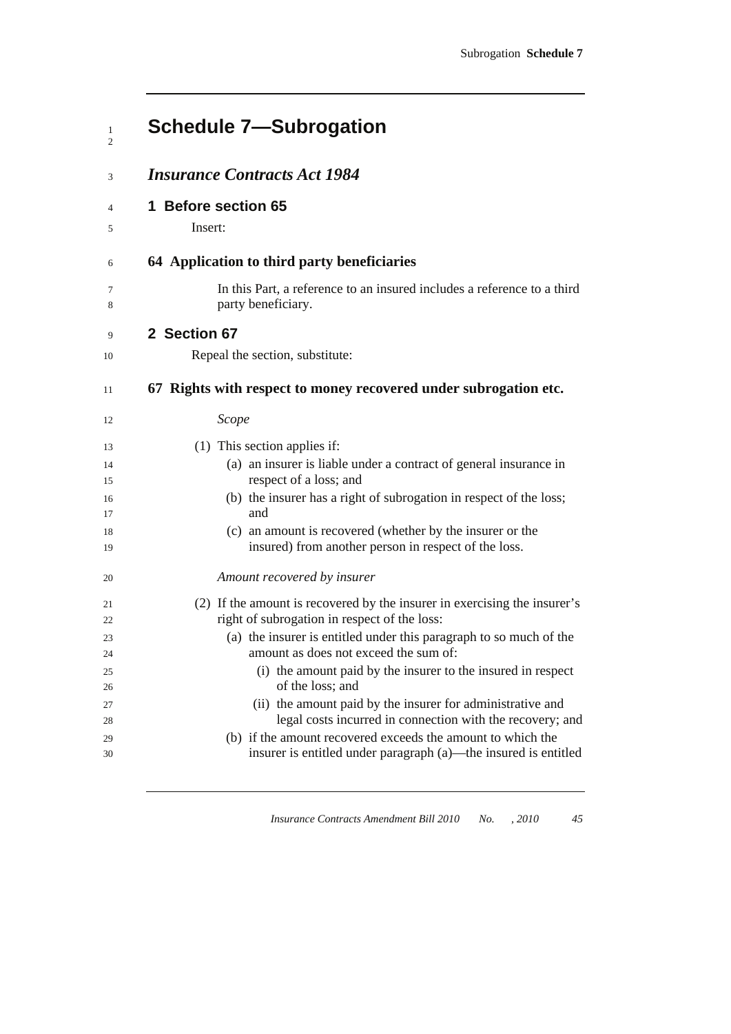# Schedule 7—Subrogation

## *Insurance Contracts Act 1984*

### 1 Before section 65

Insert:

**64 Application to third party beneficiaries**

In this Part, a reference to an insured includes a reference to a third party beneficiary.

### 2 Section 67

Repeal the section, substitute:

**67 Rights with respect to money recovered under subrogation etc.**

*Scope*

(1) This section applies if:

(a) an insurer is liable under a contract of general insurance in respect of a loss; and

(b) the insurer has a right of subrogation in respect of the loss; and

(c) an amount is recovered (whether by the insurer or the insured) from another person in respect of the loss.

*Amount recovered by insurer*

(2) If the amount is recovered by the insurer in exercising the insurer's right of subrogation in respect of the loss:

(a) the insurer is entitled under this paragraph to so much of the amount as does not exceed the sum of:

(i) the amount paid by the insurer to the insured in respect of the loss; and

(ii) the amount paid by the insurer for administrative and legal costs incurred in connection with the recovery; and

(b) if the amount recovered exceeds the amount to which the insurer is entitled under paragraph (a)—the insured is entitled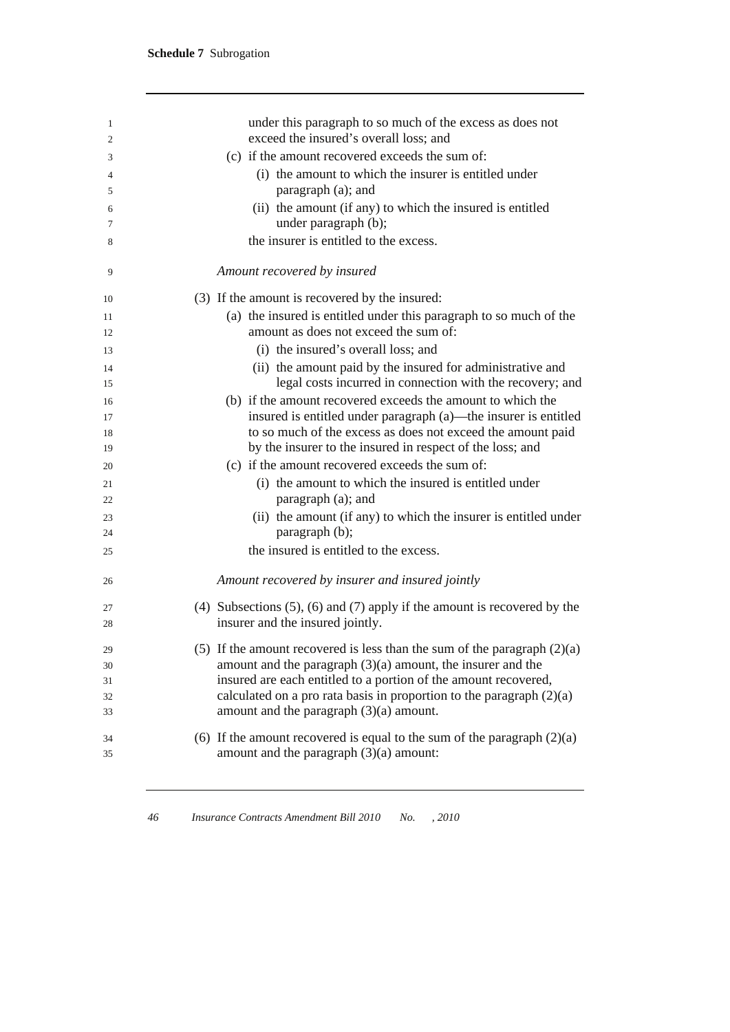under this paragraph to so much of the excess as does not exceed the insured's overall loss; and

(c) if the amount recovered exceeds the sum of:

(i) the amount to which the insurer is entitled under paragraph (a); and

(ii) the amount (if any) to which the insured is entitled under paragraph (b);

the insurer is entitled to the excess.

*Amount recovered by insured*

(3) If the amount is recovered by the insured:

(a) the insured is entitled under this paragraph to so much of the amount as does not exceed the sum of:

(i) the insured's overall loss; and

(ii) the amount paid by the insured for administrative and legal costs incurred in connection with the recovery; and

(b) if the amount recovered exceeds the amount to which the insured is entitled under paragraph (a)—the insurer is entitled to so much of the excess as does not exceed the amount paid by the insurer to the insured in respect of the loss; and

(c) if the amount recovered exceeds the sum of:

(i) the amount to which the insured is entitled under paragraph (a); and

(ii) the amount (if any) to which the insurer is entitled under paragraph (b);

the insured is entitled to the excess.

*Amount recovered by insurer and insured jointly*

(4) Subsections (5), (6) and (7) apply if the amount is recovered by the insurer and the insured jointly.

(5) If the amount recovered is less than the sum of the paragraph (2)(a) amount and the paragraph (3)(a) amount, the insurer and the insured are each entitled to a portion of the amount recovered, calculated on a pro rata basis in proportion to the paragraph (2)(a) amount and the paragraph (3)(a) amount.

(6) If the amount recovered is equal to the sum of the paragraph (2)(a) amount and the paragraph (3)(a) amount: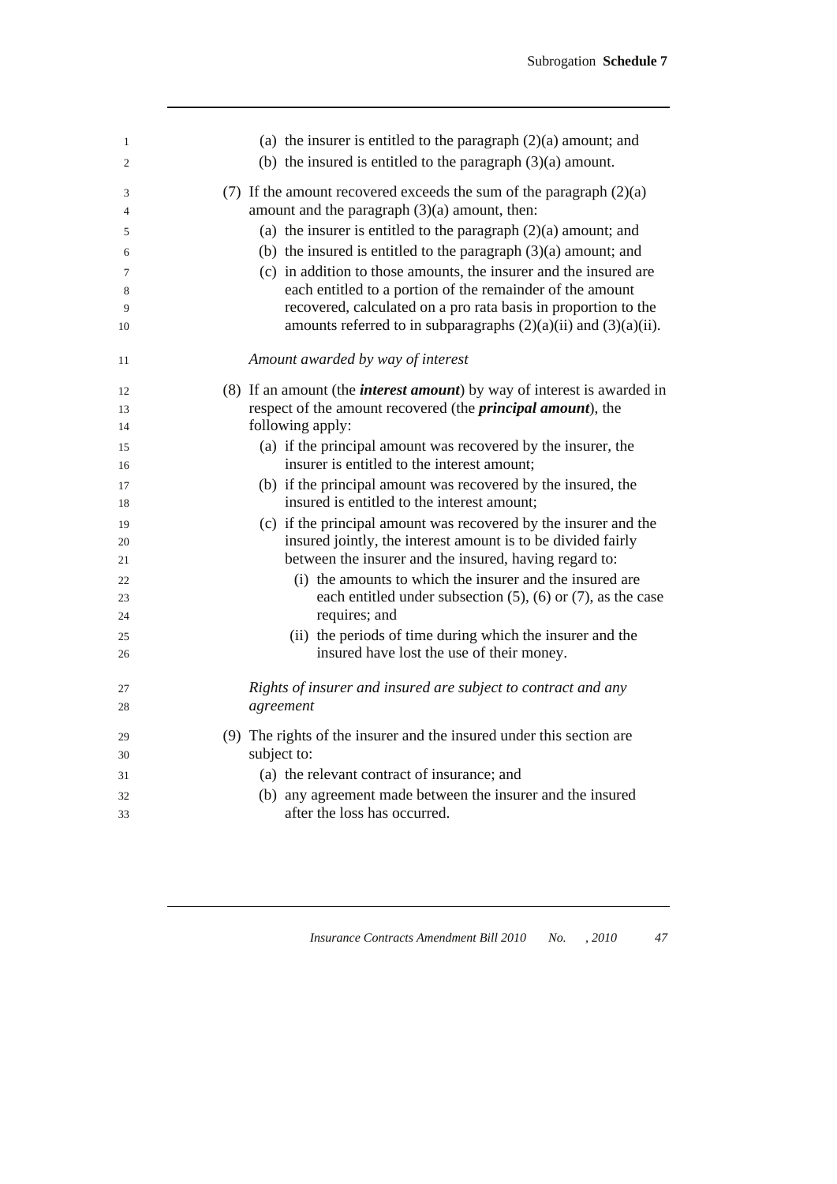(a) the insurer is entitled to the paragraph (2)(a) amount; and

(b) the insured is entitled to the paragraph (3)(a) amount.

(7) If the amount recovered exceeds the sum of the paragraph (2)(a) amount and the paragraph (3)(a) amount, then:

(a) the insurer is entitled to the paragraph (2)(a) amount; and

(b) the insured is entitled to the paragraph (3)(a) amount; and

(c) in addition to those amounts, the insurer and the insured are each entitled to a portion of the remainder of the amount recovered, calculated on a pro rata basis in proportion to the amounts referred to in subparagraphs (2)(a)(ii) and (3)(a)(ii).

*Amount awarded by way of interest*

(8) If an amount (the ***interest amount***) by way of interest is awarded in respect of the amount recovered (the ***principal amount***), the following apply:

(a) if the principal amount was recovered by the insurer, the insurer is entitled to the interest amount;

(b) if the principal amount was recovered by the insured, the insured is entitled to the interest amount;

(c) if the principal amount was recovered by the insurer and the insured jointly, the interest amount is to be divided fairly between the insurer and the insured, having regard to:

(i) the amounts to which the insurer and the insured are each entitled under subsection (5), (6) or (7), as the case requires; and

(ii) the periods of time during which the insurer and the insured have lost the use of their money.

*Rights of insurer and insured are subject to contract and any agreement*

(9) The rights of the insurer and the insured under this section are subject to:

(a) the relevant contract of insurance; and

(b) any agreement made between the insurer and the insured after the loss has occurred.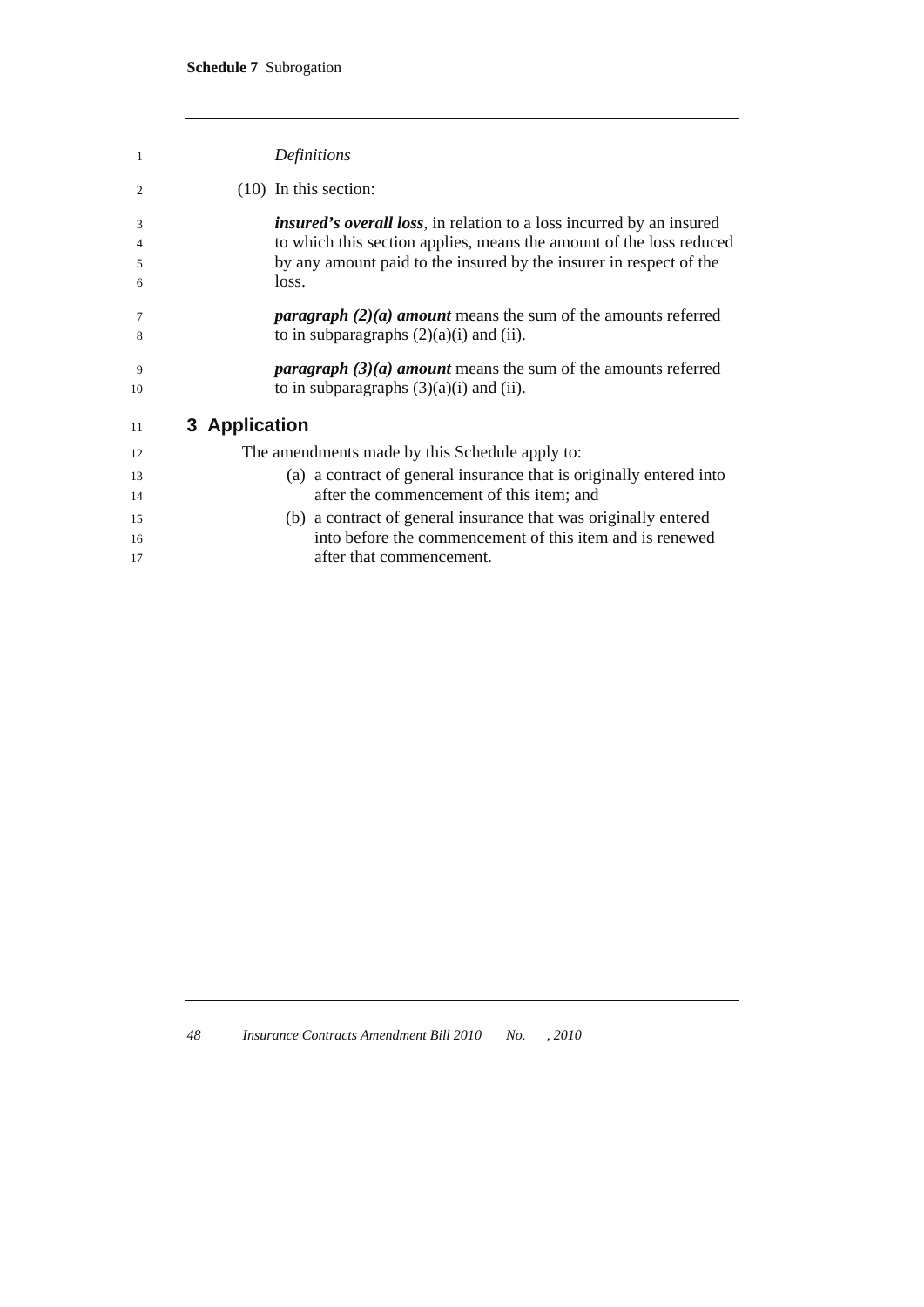*Definitions*

(10) In this section:

***insured's overall loss***, in relation to a loss incurred by an insured to which this section applies, means the amount of the loss reduced by any amount paid to the insured by the insurer in respect of the loss.

***paragraph (2)(a) amount*** means the sum of the amounts referred to in subparagraphs (2)(a)(i) and (ii).

***paragraph (3)(a) amount*** means the sum of the amounts referred to in subparagraphs (3)(a)(i) and (ii).

## 3 Application

The amendments made by this Schedule apply to:

(a) a contract of general insurance that is originally entered into after the commencement of this item; and

(b) a contract of general insurance that was originally entered into before the commencement of this item and is renewed after that commencement.